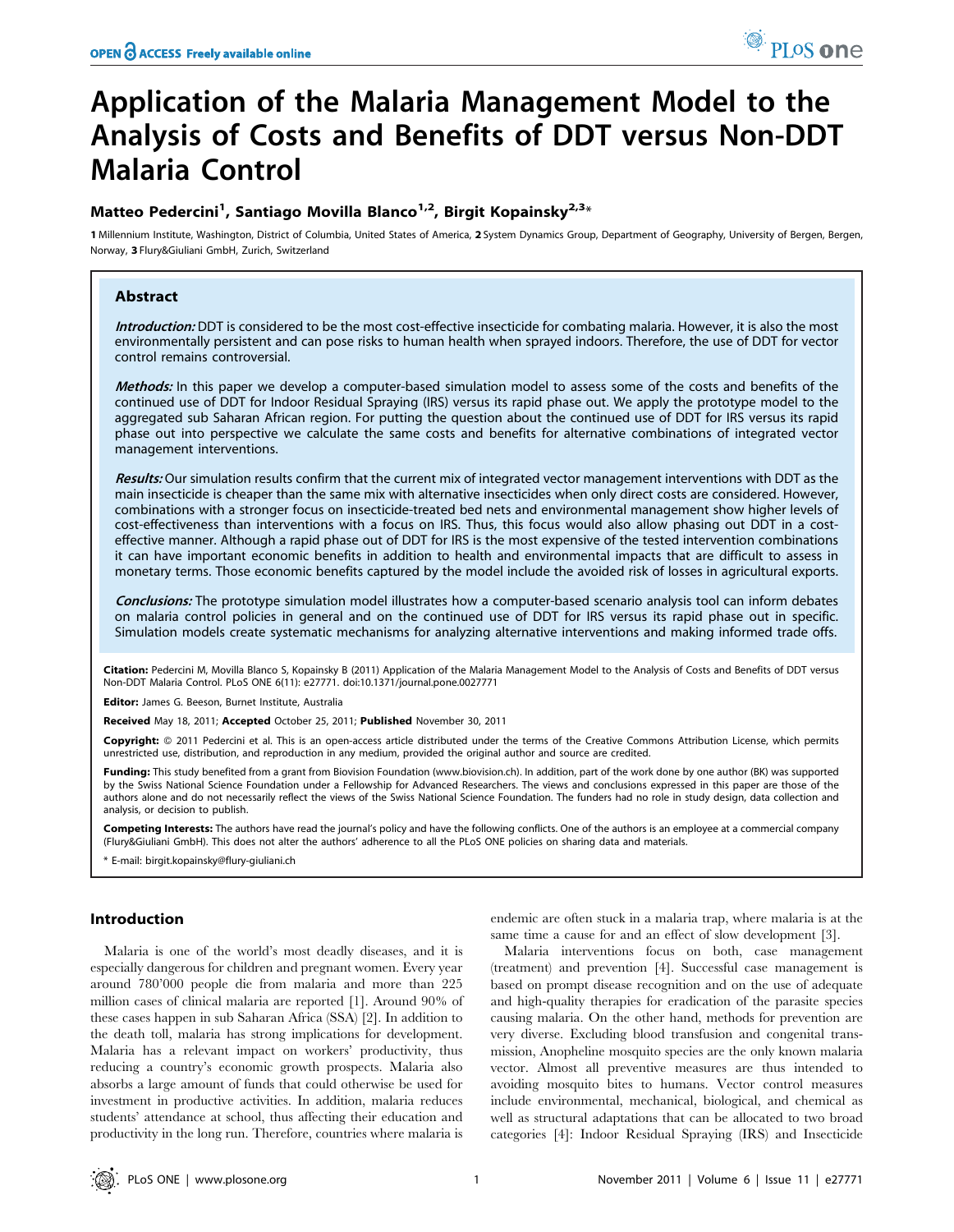# Application of the Malaria Management Model to the Analysis of Costs and Benefits of DDT versus Non-DDT Malaria Control

**Matteo Pedercini[1], Santiago Movilla Blanco[1,2], Birgit Kopainsky[2,3]***

**1** Millennium Institute, Washington, District of Columbia, United States of America, **2** System Dynamics Group, Department of Geography, University of Bergen, Bergen, Norway, **3** Flury&Giuliani GmbH, Zurich, Switzerland

## Abstract

***Introduction:*** DDT is considered to be the most cost-effective insecticide for combating malaria. However, it is also the most environmentally persistent and can pose risks to human health when sprayed indoors. Therefore, the use of DDT for vector control remains controversial.

***Methods:*** In this paper we develop a computer-based simulation model to assess some of the costs and benefits of the continued use of DDT for Indoor Residual Spraying (IRS) versus its rapid phase out. We apply the prototype model to the aggregated sub Saharan African region. For putting the question about the continued use of DDT for IRS versus its rapid phase out into perspective we calculate the same costs and benefits for alternative combinations of integrated vector management interventions.

***Results:*** Our simulation results confirm that the current mix of integrated vector management interventions with DDT as the main insecticide is cheaper than the same mix with alternative insecticides when only direct costs are considered. However, combinations with a stronger focus on insecticide-treated bed nets and environmental management show higher levels of cost-effectiveness than interventions with a focus on IRS. Thus, this focus would also allow phasing out DDT in a cost-effective manner. Although a rapid phase out of DDT for IRS is the most expensive of the tested intervention combinations it can have important economic benefits in addition to health and environmental impacts that are difficult to assess in monetary terms. Those economic benefits captured by the model include the avoided risk of losses in agricultural exports.

***Conclusions:*** The prototype simulation model illustrates how a computer-based scenario analysis tool can inform debates on malaria control policies in general and on the continued use of DDT for IRS versus its rapid phase out in specific. Simulation models create systematic mechanisms for analyzing alternative interventions and making informed trade offs.

**Citation:** Pedercini M, Movilla Blanco S, Kopainsky B (2011) Application of the Malaria Management Model to the Analysis of Costs and Benefits of DDT versus Non-DDT Malaria Control. PLoS ONE 6(11): e27771. doi:10.1371/journal.pone.0027771

**Editor:** James G. Beeson, Burnet Institute, Australia

**Received** May 18, 2011; **Accepted** October 25, 2011; **Published** November 30, 2011

**Copyright:** © 2011 Pedercini et al. This is an open-access article distributed under the terms of the Creative Commons Attribution License, which permits unrestricted use, distribution, and reproduction in any medium, provided the original author and source are credited.

**Funding:** This study benefited from a grant from Biovision Foundation (www.biovision.ch). In addition, part of the work done by one author (BK) was supported by the Swiss National Science Foundation under a Fellowship for Advanced Researchers. The views and conclusions expressed in this paper are those of the authors alone and do not necessarily reflect the views of the Swiss National Science Foundation. The funders had no role in study design, data collection and analysis, or decision to publish.

**Competing Interests:** The authors have read the journal's policy and have the following conflicts. One of the authors is an employee at a commercial company (Flury&Giuliani GmbH). This does not alter the authors' adherence to all the PLoS ONE policies on sharing data and materials.

* E-mail: birgit.kopainsky@flury-giuliani.ch

## Introduction

Malaria is one of the world's most deadly diseases, and it is especially dangerous for children and pregnant women. Every year around 780'000 people die from malaria and more than 225 million cases of clinical malaria are reported [1]. Around 90% of these cases happen in sub Saharan Africa (SSA) [2]. In addition to the death toll, malaria has strong implications for development. Malaria has a relevant impact on workers' productivity, thus reducing a country's economic growth prospects. Malaria also absorbs a large amount of funds that could otherwise be used for investment in productive activities. In addition, malaria reduces students' attendance at school, thus affecting their education and productivity in the long run. Therefore, countries where malaria is endemic are often stuck in a malaria trap, where malaria is at the same time a cause for and an effect of slow development [3].

Malaria interventions focus on both, case management (treatment) and prevention [4]. Successful case management is based on prompt disease recognition and on the use of adequate and high-quality therapies for eradication of the parasite species causing malaria. On the other hand, methods for prevention are very diverse. Excluding blood transfusion and congenital transmission, Anopheline mosquito species are the only known malaria vector. Almost all preventive measures are thus intended to avoiding mosquito bites to humans. Vector control measures include environmental, mechanical, biological, and chemical as well as structural adaptations that can be allocated to two broad categories [4]: Indoor Residual Spraying (IRS) and Insecticide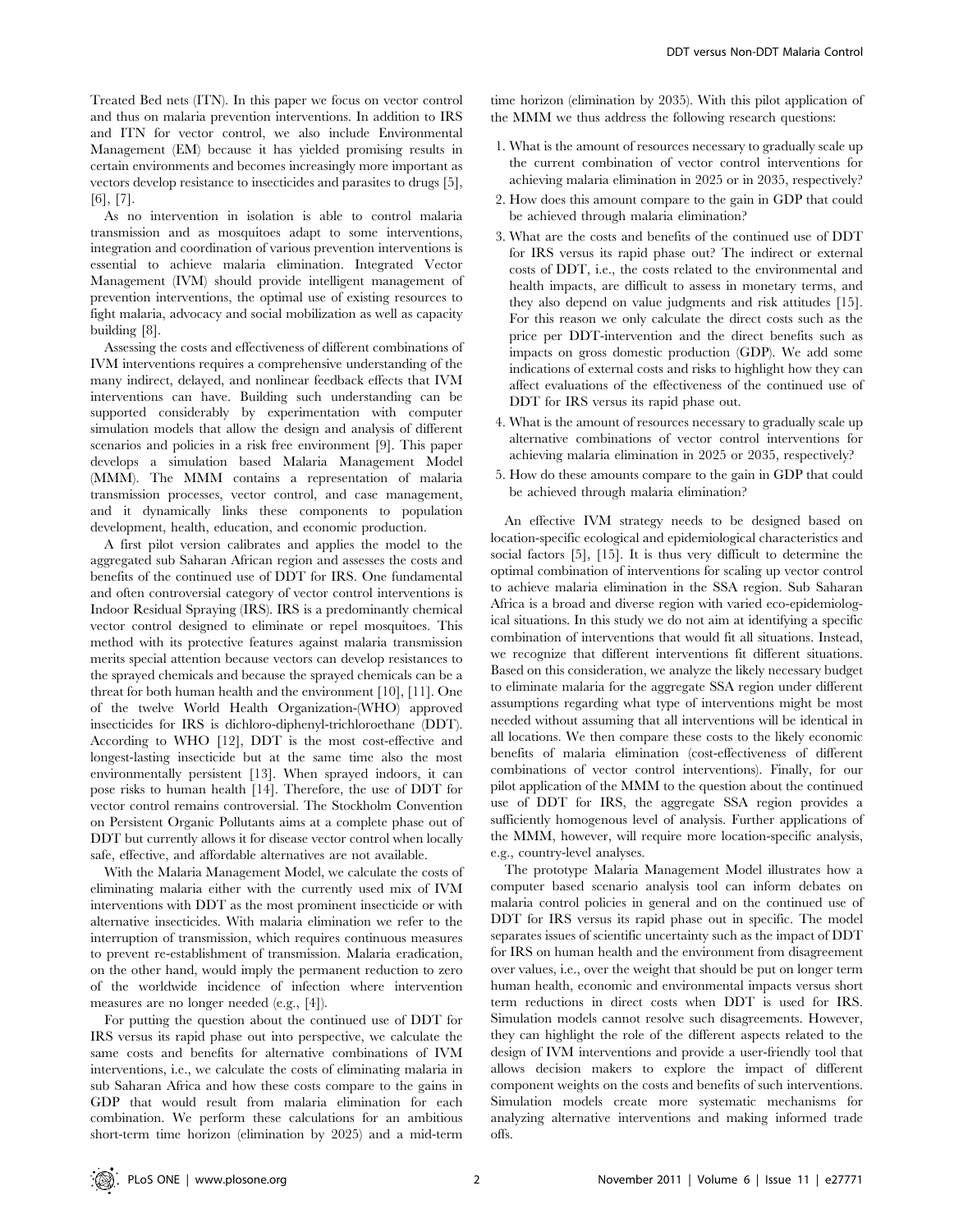Treated Bed nets (ITN). In this paper we focus on vector control and thus on malaria prevention interventions. In addition to IRS and ITN for vector control, we also include Environmental Management (EM) because it has yielded promising results in certain environments and becomes increasingly more important as vectors develop resistance to insecticides and parasites to drugs [5], [6], [7].

As no intervention in isolation is able to control malaria transmission and as mosquitoes adapt to some interventions, integration and coordination of various prevention interventions is essential to achieve malaria elimination. Integrated Vector Management (IVM) should provide intelligent management of prevention interventions, the optimal use of existing resources to fight malaria, advocacy and social mobilization as well as capacity building [8].

Assessing the costs and effectiveness of different combinations of IVM interventions requires a comprehensive understanding of the many indirect, delayed, and nonlinear feedback effects that IVM interventions can have. Building such understanding can be supported considerably by experimentation with computer simulation models that allow the design and analysis of different scenarios and policies in a risk free environment [9]. This paper develops a simulation based Malaria Management Model (MMM). The MMM contains a representation of malaria transmission processes, vector control, and case management, and it dynamically links these components to population development, health, education, and economic production.

A first pilot version calibrates and applies the model to the aggregated sub Saharan African region and assesses the costs and benefits of the continued use of DDT for IRS. One fundamental and often controversial category of vector control interventions is Indoor Residual Spraying (IRS). IRS is a predominantly chemical vector control designed to eliminate or repel mosquitoes. This method with its protective features against malaria transmission merits special attention because vectors can develop resistances to the sprayed chemicals and because the sprayed chemicals can be a threat for both human health and the environment [10], [11]. One of the twelve World Health Organization-(WHO) approved insecticides for IRS is dichloro-diphenyl-trichloroethane (DDT). According to WHO [12], DDT is the most cost-effective and longest-lasting insecticide but at the same time also the most environmentally persistent [13]. When sprayed indoors, it can pose risks to human health [14]. Therefore, the use of DDT for vector control remains controversial. The Stockholm Convention on Persistent Organic Pollutants aims at a complete phase out of DDT but currently allows it for disease vector control when locally safe, effective, and affordable alternatives are not available.

With the Malaria Management Model, we calculate the costs of eliminating malaria either with the currently used mix of IVM interventions with DDT as the most prominent insecticide or with alternative insecticides. With malaria elimination we refer to the interruption of transmission, which requires continuous measures to prevent re-establishment of transmission. Malaria eradication, on the other hand, would imply the permanent reduction to zero of the worldwide incidence of infection where intervention measures are no longer needed (e.g., [4]).

For putting the question about the continued use of DDT for IRS versus its rapid phase out into perspective, we calculate the same costs and benefits for alternative combinations of IVM interventions, i.e., we calculate the costs of eliminating malaria in sub Saharan Africa and how these costs compare to the gains in GDP that would result from malaria elimination for each combination. We perform these calculations for an ambitious short-term time horizon (elimination by 2025) and a mid-term time horizon (elimination by 2035). With this pilot application of the MMM we thus address the following research questions:

1. What is the amount of resources necessary to gradually scale up the current combination of vector control interventions for achieving malaria elimination in 2025 or in 2035, respectively?
2. How does this amount compare to the gain in GDP that could be achieved through malaria elimination?
3. What are the costs and benefits of the continued use of DDT for IRS versus its rapid phase out? The indirect or external costs of DDT, i.e., the costs related to the environmental and health impacts, are difficult to assess in monetary terms, and they also depend on value judgments and risk attitudes [15]. For this reason we only calculate the direct costs such as the price per DDT-intervention and the direct benefits such as impacts on gross domestic production (GDP). We add some indications of external costs and risks to highlight how they can affect evaluations of the effectiveness of the continued use of DDT for IRS versus its rapid phase out.
4. What is the amount of resources necessary to gradually scale up alternative combinations of vector control interventions for achieving malaria elimination in 2025 or 2035, respectively?
5. How do these amounts compare to the gain in GDP that could be achieved through malaria elimination?

An effective IVM strategy needs to be designed based on location-specific ecological and epidemiological characteristics and social factors [5], [15]. It is thus very difficult to determine the optimal combination of interventions for scaling up vector control to achieve malaria elimination in the SSA region. Sub Saharan Africa is a broad and diverse region with varied eco-epidemiological situations. In this study we do not aim at identifying a specific combination of interventions that would fit all situations. Instead, we recognize that different interventions fit different situations. Based on this consideration, we analyze the likely necessary budget to eliminate malaria for the aggregate SSA region under different assumptions regarding what type of interventions might be most needed without assuming that all interventions will be identical in all locations. We then compare these costs to the likely economic benefits of malaria elimination (cost-effectiveness of different combinations of vector control interventions). Finally, for our pilot application of the MMM to the question about the continued use of DDT for IRS, the aggregate SSA region provides a sufficiently homogenous level of analysis. Further applications of the MMM, however, will require more location-specific analysis, e.g., country-level analyses.

The prototype Malaria Management Model illustrates how a computer based scenario analysis tool can inform debates on malaria control policies in general and on the continued use of DDT for IRS versus its rapid phase out in specific. The model separates issues of scientific uncertainty such as the impact of DDT for IRS on human health and the environment from disagreement over values, i.e., over the weight that should be put on longer term human health, economic and environmental impacts versus short term reductions in direct costs when DDT is used for IRS. Simulation models cannot resolve such disagreements. However, they can highlight the role of the different aspects related to the design of IVM interventions and provide a user-friendly tool that allows decision makers to explore the impact of different component weights on the costs and benefits of such interventions. Simulation models create more systematic mechanisms for analyzing alternative interventions and making informed trade offs.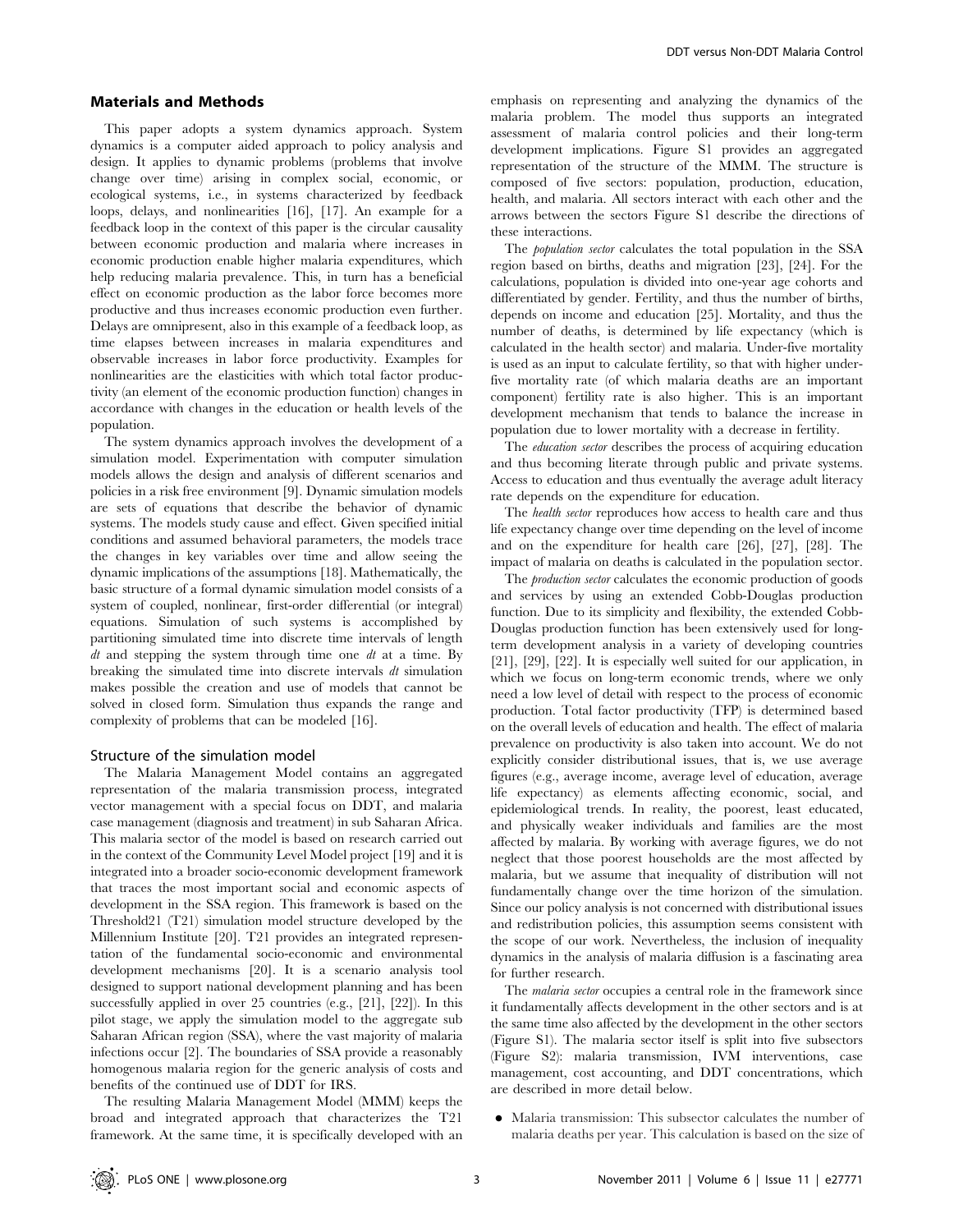## Materials and Methods

This paper adopts a system dynamics approach. System dynamics is a computer aided approach to policy analysis and design. It applies to dynamic problems (problems that involve change over time) arising in complex social, economic, or ecological systems, i.e., in systems characterized by feedback loops, delays, and nonlinearities [16], [17]. An example for a feedback loop in the context of this paper is the circular causality between economic production and malaria where increases in economic production enable higher malaria expenditures, which help reducing malaria prevalence. This, in turn has a beneficial effect on economic production as the labor force becomes more productive and thus increases economic production even further. Delays are omnipresent, also in this example of a feedback loop, as time elapses between increases in malaria expenditures and observable increases in labor force productivity. Examples for nonlinearities are the elasticities with which total factor productivity (an element of the economic production function) changes in accordance with changes in the education or health levels of the population.

The system dynamics approach involves the development of a simulation model. Experimentation with computer simulation models allows the design and analysis of different scenarios and policies in a risk free environment [9]. Dynamic simulation models are sets of equations that describe the behavior of dynamic systems. The models study cause and effect. Given specified initial conditions and assumed behavioral parameters, the models trace the changes in key variables over time and allow seeing the dynamic implications of the assumptions [18]. Mathematically, the basic structure of a formal dynamic simulation model consists of a system of coupled, nonlinear, first-order differential (or integral) equations. Simulation of such systems is accomplished by partitioning simulated time into discrete time intervals of length *dt* and stepping the system through time one *dt* at a time. By breaking the simulated time into discrete intervals *dt* simulation makes possible the creation and use of models that cannot be solved in closed form. Simulation thus expands the range and complexity of problems that can be modeled [16].

### Structure of the simulation model

The Malaria Management Model contains an aggregated representation of the malaria transmission process, integrated vector management with a special focus on DDT, and malaria case management (diagnosis and treatment) in sub Saharan Africa. This malaria sector of the model is based on research carried out in the context of the Community Level Model project [19] and it is integrated into a broader socio-economic development framework that traces the most important social and economic aspects of development in the SSA region. This framework is based on the Threshold21 (T21) simulation model structure developed by the Millennium Institute [20]. T21 provides an integrated representation of the fundamental socio-economic and environmental development mechanisms [20]. It is a scenario analysis tool designed to support national development planning and has been successfully applied in over 25 countries (e.g., [21], [22]). In this pilot stage, we apply the simulation model to the aggregate sub Saharan African region (SSA), where the vast majority of malaria infections occur [2]. The boundaries of SSA provide a reasonably homogenous malaria region for the generic analysis of costs and benefits of the continued use of DDT for IRS.

The resulting Malaria Management Model (MMM) keeps the broad and integrated approach that characterizes the T21 framework. At the same time, it is specifically developed with an emphasis on representing and analyzing the dynamics of the malaria problem. The model thus supports an integrated assessment of malaria control policies and their long-term development implications. Figure S1 provides an aggregated representation of the structure of the MMM. The structure is composed of five sectors: population, production, education, health, and malaria. All sectors interact with each other and the arrows between the sectors Figure S1 describe the directions of these interactions.

The *population sector* calculates the total population in the SSA region based on births, deaths and migration [23], [24]. For the calculations, population is divided into one-year age cohorts and differentiated by gender. Fertility, and thus the number of births, depends on income and education [25]. Mortality, and thus the number of deaths, is determined by life expectancy (which is calculated in the health sector) and malaria. Under-five mortality is used as an input to calculate fertility, so that with higher under-five mortality rate (of which malaria deaths are an important component) fertility rate is also higher. This is an important development mechanism that tends to balance the increase in population due to lower mortality with a decrease in fertility.

The *education sector* describes the process of acquiring education and thus becoming literate through public and private systems. Access to education and thus eventually the average adult literacy rate depends on the expenditure for education.

The *health sector* reproduces how access to health care and thus life expectancy change over time depending on the level of income and on the expenditure for health care [26], [27], [28]. The impact of malaria on deaths is calculated in the population sector.

The *production sector* calculates the economic production of goods and services by using an extended Cobb-Douglas production function. Due to its simplicity and flexibility, the extended Cobb-Douglas production function has been extensively used for long-term development analysis in a variety of developing countries [21], [29], [22]. It is especially well suited for our application, in which we focus on long-term economic trends, where we only need a low level of detail with respect to the process of economic production. Total factor productivity (TFP) is determined based on the overall levels of education and health. The effect of malaria prevalence on productivity is also taken into account. We do not explicitly consider distributional issues, that is, we use average figures (e.g., average income, average level of education, average life expectancy) as elements affecting economic, social, and epidemiological trends. In reality, the poorest, least educated, and physically weaker individuals and families are the most affected by malaria. By working with average figures, we do not neglect that those poorest households are the most affected by malaria, but we assume that inequality of distribution will not fundamentally change over the time horizon of the simulation. Since our policy analysis is not concerned with distributional issues and redistribution policies, this assumption seems consistent with the scope of our work. Nevertheless, the inclusion of inequality dynamics in the analysis of malaria diffusion is a fascinating area for further research.

The *malaria sector* occupies a central role in the framework since it fundamentally affects development in the other sectors and is at the same time also affected by the development in the other sectors (Figure S1). The malaria sector itself is split into five subsectors (Figure S2): malaria transmission, IVM interventions, case management, cost accounting, and DDT concentrations, which are described in more detail below.

- Malaria transmission: This subsector calculates the number of malaria deaths per year. This calculation is based on the size of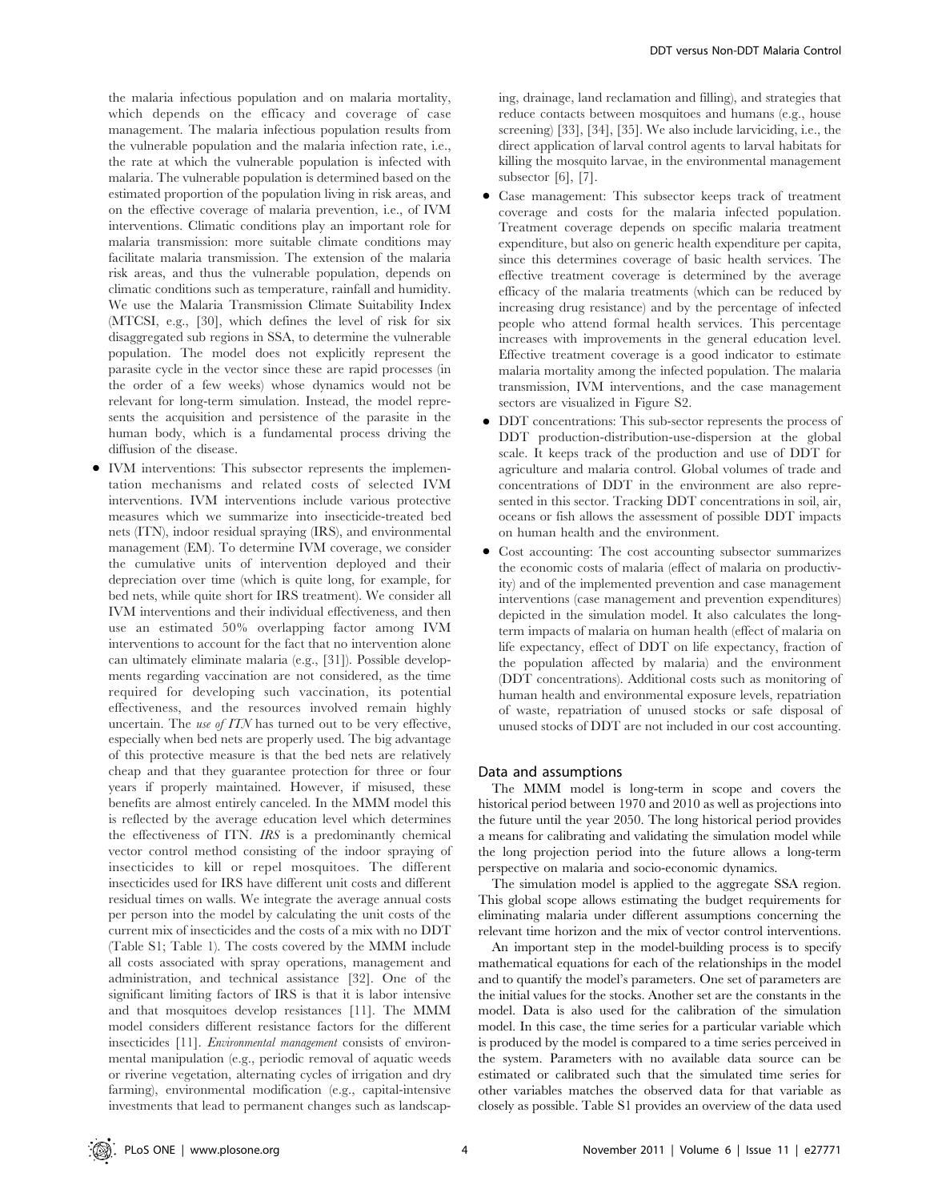the malaria infectious population and on malaria mortality, which depends on the efficacy and coverage of case management. The malaria infectious population results from the vulnerable population and the malaria infection rate, i.e., the rate at which the vulnerable population is infected with malaria. The vulnerable population is determined based on the estimated proportion of the population living in risk areas, and on the effective coverage of malaria prevention, i.e., of IVM interventions. Climatic conditions play an important role for malaria transmission: more suitable climate conditions may facilitate malaria transmission. The extension of the malaria risk areas, and thus the vulnerable population, depends on climatic conditions such as temperature, rainfall and humidity. We use the Malaria Transmission Climate Suitability Index (MTCSI, e.g., [30], which defines the level of risk for six disaggregated sub regions in SSA, to determine the vulnerable population. The model does not explicitly represent the parasite cycle in the vector since these are rapid processes (in the order of a few weeks) whose dynamics would not be relevant for long-term simulation. Instead, the model represents the acquisition and persistence of the parasite in the human body, which is a fundamental process driving the diffusion of the disease.

- IVM interventions: This subsector represents the implementation mechanisms and related costs of selected IVM interventions. IVM interventions include various protective measures which we summarize into insecticide-treated bed nets (ITN), indoor residual spraying (IRS), and environmental management (EM). To determine IVM coverage, we consider the cumulative units of intervention deployed and their depreciation over time (which is quite long, for example, for bed nets, while quite short for IRS treatment). We consider all IVM interventions and their individual effectiveness, and then use an estimated 50% overlapping factor among IVM interventions to account for the fact that no intervention alone can ultimately eliminate malaria (e.g., [31]). Possible developments regarding vaccination are not considered, as the time required for developing such vaccination, its potential effectiveness, and the resources involved remain highly uncertain. The *use of ITN* has turned out to be very effective, especially when bed nets are properly used. The big advantage of this protective measure is that the bed nets are relatively cheap and that they guarantee protection for three or four years if properly maintained. However, if misused, these benefits are almost entirely canceled. In the MMM model this is reflected by the average education level which determines the effectiveness of ITN. *IRS* is a predominantly chemical vector control method consisting of the indoor spraying of insecticides to kill or repel mosquitoes. The different insecticides used for IRS have different unit costs and different residual times on walls. We integrate the average annual costs per person into the model by calculating the unit costs of the current mix of insecticides and the costs of a mix with no DDT (Table S1; Table 1). The costs covered by the MMM include all costs associated with spray operations, management and administration, and technical assistance [32]. One of the significant limiting factors of IRS is that it is labor intensive and that mosquitoes develop resistances [11]. The MMM model considers different resistance factors for the different insecticides [11]. *Environmental management* consists of environmental manipulation (e.g., periodic removal of aquatic weeds or riverine vegetation, alternating cycles of irrigation and dry farming), environmental modification (e.g., capital-intensive investments that lead to permanent changes such as landscaping, drainage, land reclamation and filling), and strategies that reduce contacts between mosquitoes and humans (e.g., house screening) [33], [34], [35]. We also include larviciding, i.e., the direct application of larval control agents to larval habitats for killing the mosquito larvae, in the environmental management subsector [6], [7].
- Case management: This subsector keeps track of treatment coverage and costs for the malaria infected population. Treatment coverage depends on specific malaria treatment expenditure, but also on generic health expenditure per capita, since this determines coverage of basic health services. The effective treatment coverage is determined by the average efficacy of the malaria treatments (which can be reduced by increasing drug resistance) and by the percentage of infected people who attend formal health services. This percentage increases with improvements in the general education level. Effective treatment coverage is a good indicator to estimate malaria mortality among the infected population. The malaria transmission, IVM interventions, and the case management sectors are visualized in Figure S2.
- DDT concentrations: This sub-sector represents the process of DDT production-distribution-use-dispersion at the global scale. It keeps track of the production and use of DDT for agriculture and malaria control. Global volumes of trade and concentrations of DDT in the environment are also represented in this sector. Tracking DDT concentrations in soil, air, oceans or fish allows the assessment of possible DDT impacts on human health and the environment.
- Cost accounting: The cost accounting subsector summarizes the economic costs of malaria (effect of malaria on productivity) and of the implemented prevention and case management interventions (case management and prevention expenditures) depicted in the simulation model. It also calculates the long-term impacts of malaria on human health (effect of malaria on life expectancy, effect of DDT on life expectancy, fraction of the population affected by malaria) and the environment (DDT concentrations). Additional costs such as monitoring of human health and environmental exposure levels, repatriation of waste, repatriation of unused stocks or safe disposal of unused stocks of DDT are not included in our cost accounting.

## Data and assumptions

The MMM model is long-term in scope and covers the historical period between 1970 and 2010 as well as projections into the future until the year 2050. The long historical period provides a means for calibrating and validating the simulation model while the long projection period into the future allows a long-term perspective on malaria and socio-economic dynamics.

The simulation model is applied to the aggregate SSA region. This global scope allows estimating the budget requirements for eliminating malaria under different assumptions concerning the relevant time horizon and the mix of vector control interventions.

An important step in the model-building process is to specify mathematical equations for each of the relationships in the model and to quantify the model's parameters. One set of parameters are the initial values for the stocks. Another set are the constants in the model. Data is also used for the calibration of the simulation model. In this case, the time series for a particular variable which is produced by the model is compared to a time series perceived in the system. Parameters with no available data source can be estimated or calibrated such that the simulated time series for other variables matches the observed data for that variable as closely as possible. Table S1 provides an overview of the data used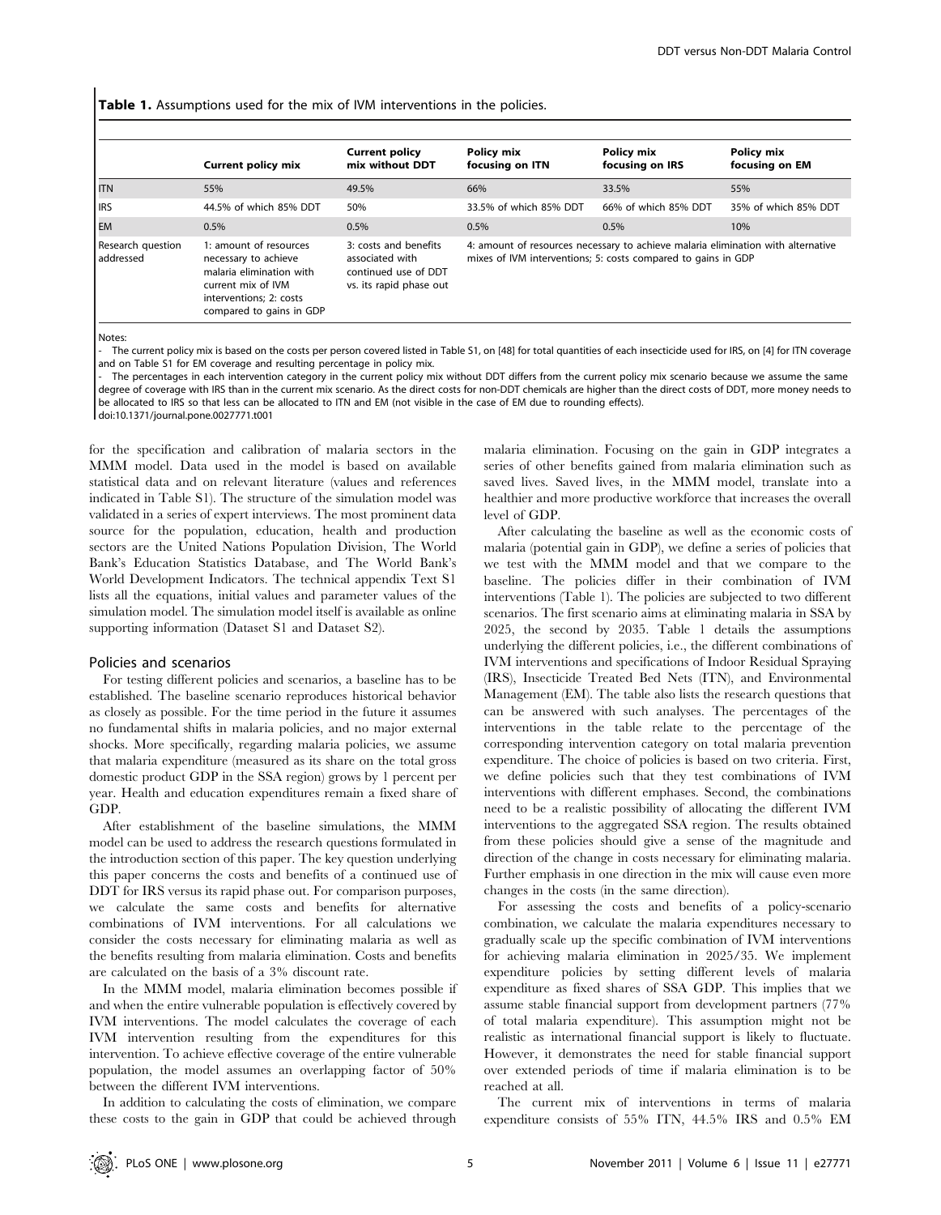**Table 1.** Assumptions used for the mix of IVM interventions in the policies.

| | Current policy mix | Current policy mix without DDT | Policy mix focusing on ITN | Policy mix focusing on IRS | Policy mix focusing on EM |
|---|---|---|---|---|---|
| ITN | 55% | 49.5% | 66% | 33.5% | 55% |
| IRS | 44.5% of which 85% DDT | 50% | 33.5% of which 85% DDT | 66% of which 85% DDT | 35% of which 85% DDT |
| EM | 0.5% | 0.5% | 0.5% | 0.5% | 10% |
| Research question addressed | 1: amount of resources necessary to achieve malaria elimination with current mix of IVM interventions; 2: costs compared to gains in GDP | 3: costs and benefits associated with continued use of DDT vs. its rapid phase out | 4: amount of resources necessary to achieve malaria elimination with alternative mixes of IVM interventions; 5: costs compared to gains in GDP | | |

Notes:
- The current policy mix is based on the costs per person covered listed in Table S1, on [48] for total quantities of each insecticide used for IRS, on [4] for ITN coverage and on Table S1 for EM coverage and resulting percentage in policy mix.
- The percentages in each intervention category in the current policy mix without DDT differs from the current policy mix scenario because we assume the same degree of coverage with IRS than in the current mix scenario. As the direct costs for non-DDT chemicals are higher than the direct costs of DDT, more money needs to be allocated to IRS so that less can be allocated to ITN and EM (not visible in the case of EM due to rounding effects).
doi:10.1371/journal.pone.0027771.t001

for the specification and calibration of malaria sectors in the MMM model. Data used in the model is based on available statistical data and on relevant literature (values and references indicated in Table S1). The structure of the simulation model was validated in a series of expert interviews. The most prominent data source for the population, education, health and production sectors are the United Nations Population Division, The World Bank's Education Statistics Database, and The World Bank's World Development Indicators. The technical appendix Text S1 lists all the equations, initial values and parameter values of the simulation model. The simulation model itself is available as online supporting information (Dataset S1 and Dataset S2).

## Policies and scenarios

For testing different policies and scenarios, a baseline has to be established. The baseline scenario reproduces historical behavior as closely as possible. For the time period in the future it assumes no fundamental shifts in malaria policies, and no major external shocks. More specifically, regarding malaria policies, we assume that malaria expenditure (measured as its share on the total gross domestic product GDP in the SSA region) grows by 1 percent per year. Health and education expenditures remain a fixed share of GDP.

After establishment of the baseline simulations, the MMM model can be used to address the research questions formulated in the introduction section of this paper. The key question underlying this paper concerns the costs and benefits of a continued use of DDT for IRS versus its rapid phase out. For comparison purposes, we calculate the same costs and benefits for alternative combinations of IVM interventions. For all calculations we consider the costs necessary for eliminating malaria as well as the benefits resulting from malaria elimination. Costs and benefits are calculated on the basis of a 3% discount rate.

In the MMM model, malaria elimination becomes possible if and when the entire vulnerable population is effectively covered by IVM interventions. The model calculates the coverage of each IVM intervention resulting from the expenditures for this intervention. To achieve effective coverage of the entire vulnerable population, the model assumes an overlapping factor of 50% between the different IVM interventions.

In addition to calculating the costs of elimination, we compare these costs to the gain in GDP that could be achieved through malaria elimination. Focusing on the gain in GDP integrates a series of other benefits gained from malaria elimination such as saved lives. Saved lives, in the MMM model, translate into a healthier and more productive workforce that increases the overall level of GDP.

After calculating the baseline as well as the economic costs of malaria (potential gain in GDP), we define a series of policies that we test with the MMM model and that we compare to the baseline. The policies differ in their combination of IVM interventions (Table 1). The policies are subjected to two different scenarios. The first scenario aims at eliminating malaria in SSA by 2025, the second by 2035. Table 1 details the assumptions underlying the different policies, i.e., the different combinations of IVM interventions and specifications of Indoor Residual Spraying (IRS), Insecticide Treated Bed Nets (ITN), and Environmental Management (EM). The table also lists the research questions that can be answered with such analyses. The percentages of the interventions in the table relate to the percentage of the corresponding intervention category on total malaria prevention expenditure. The choice of policies is based on two criteria. First, we define policies such that they test combinations of IVM interventions with different emphases. Second, the combinations need to be a realistic possibility of allocating the different IVM interventions to the aggregated SSA region. The results obtained from these policies should give a sense of the magnitude and direction of the change in costs necessary for eliminating malaria. Further emphasis in one direction in the mix will cause even more changes in the costs (in the same direction).

For assessing the costs and benefits of a policy-scenario combination, we calculate the malaria expenditures necessary to gradually scale up the specific combination of IVM interventions for achieving malaria elimination in 2025/35. We implement expenditure policies by setting different levels of malaria expenditure as fixed shares of SSA GDP. This implies that we assume stable financial support from development partners (77% of total malaria expenditure). This assumption might not be realistic as international financial support is likely to fluctuate. However, it demonstrates the need for stable financial support over extended periods of time if malaria elimination is to be reached at all.

The current mix of interventions in terms of malaria expenditure consists of 55% ITN, 44.5% IRS and 0.5% EM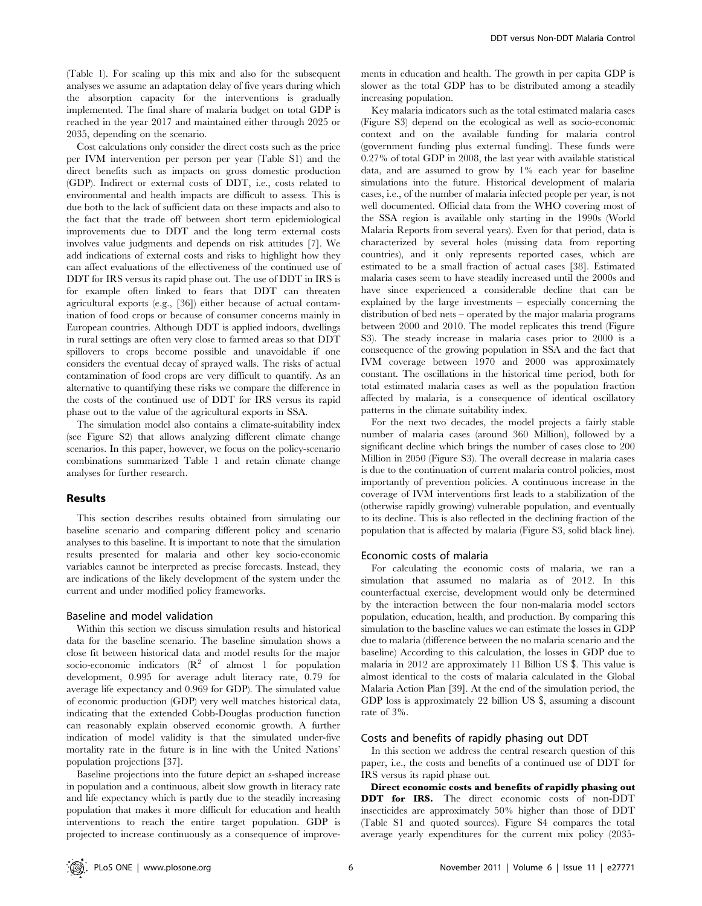(Table 1). For scaling up this mix and also for the subsequent analyses we assume an adaptation delay of five years during which the absorption capacity for the interventions is gradually implemented. The final share of malaria budget on total GDP is reached in the year 2017 and maintained either through 2025 or 2035, depending on the scenario.

Cost calculations only consider the direct costs such as the price per IVM intervention per person per year (Table S1) and the direct benefits such as impacts on gross domestic production (GDP). Indirect or external costs of DDT, i.e., costs related to environmental and health impacts are difficult to assess. This is due both to the lack of sufficient data on these impacts and also to the fact that the trade off between short term epidemiological improvements due to DDT and the long term external costs involves value judgments and depends on risk attitudes [7]. We add indications of external costs and risks to highlight how they can affect evaluations of the effectiveness of the continued use of DDT for IRS versus its rapid phase out. The use of DDT in IRS is for example often linked to fears that DDT can threaten agricultural exports (e.g., [36]) either because of actual contamination of food crops or because of consumer concerns mainly in European countries. Although DDT is applied indoors, dwellings in rural settings are often very close to farmed areas so that DDT spillovers to crops become possible and unavoidable if one considers the eventual decay of sprayed walls. The risks of actual contamination of food crops are very difficult to quantify. As an alternative to quantifying these risks we compare the difference in the costs of the continued use of DDT for IRS versus its rapid phase out to the value of the agricultural exports in SSA.

The simulation model also contains a climate-suitability index (see Figure S2) that allows analyzing different climate change scenarios. In this paper, however, we focus on the policy-scenario combinations summarized Table 1 and retain climate change analyses for further research.

## Results

This section describes results obtained from simulating our baseline scenario and comparing different policy and scenario analyses to this baseline. It is important to note that the simulation results presented for malaria and other key socio-economic variables cannot be interpreted as precise forecasts. Instead, they are indications of the likely development of the system under the current and under modified policy frameworks.

### Baseline and model validation

Within this section we discuss simulation results and historical data for the baseline scenario. The baseline simulation shows a close fit between historical data and model results for the major socio-economic indicators ($R^2$ of almost 1 for population development, 0.995 for average adult literacy rate, 0.79 for average life expectancy and 0.969 for GDP). The simulated value of economic production (GDP) very well matches historical data, indicating that the extended Cobb-Douglas production function can reasonably explain observed economic growth. A further indication of model validity is that the simulated under-five mortality rate in the future is in line with the United Nations' population projections [37].

Baseline projections into the future depict an s-shaped increase in population and a continuous, albeit slow growth in literacy rate and life expectancy which is partly due to the steadily increasing population that makes it more difficult for education and health interventions to reach the entire target population. GDP is projected to increase continuously as a consequence of improvements in education and health. The growth in per capita GDP is slower as the total GDP has to be distributed among a steadily increasing population.

Key malaria indicators such as the total estimated malaria cases (Figure S3) depend on the ecological as well as socio-economic context and on the available funding for malaria control (government funding plus external funding). These funds were 0.27% of total GDP in 2008, the last year with available statistical data, and are assumed to grow by 1% each year for baseline simulations into the future. Historical development of malaria cases, i.e., of the number of malaria infected people per year, is not well documented. Official data from the WHO covering most of the SSA region is available only starting in the 1990s (World Malaria Reports from several years). Even for that period, data is characterized by several holes (missing data from reporting countries), and it only represents reported cases, which are estimated to be a small fraction of actual cases [38]. Estimated malaria cases seem to have steadily increased until the 2000s and have since experienced a considerable decline that can be explained by the large investments – especially concerning the distribution of bed nets – operated by the major malaria programs between 2000 and 2010. The model replicates this trend (Figure S3). The steady increase in malaria cases prior to 2000 is a consequence of the growing population in SSA and the fact that IVM coverage between 1970 and 2000 was approximately constant. The oscillations in the historical time period, both for total estimated malaria cases as well as the population fraction affected by malaria, is a consequence of identical oscillatory patterns in the climate suitability index.

For the next two decades, the model projects a fairly stable number of malaria cases (around 360 Million), followed by a significant decline which brings the number of cases close to 200 Million in 2050 (Figure S3). The overall decrease in malaria cases is due to the continuation of current malaria control policies, most importantly of prevention policies. A continuous increase in the coverage of IVM interventions first leads to a stabilization of the (otherwise rapidly growing) vulnerable population, and eventually to its decline. This is also reflected in the declining fraction of the population that is affected by malaria (Figure S3, solid black line).

### Economic costs of malaria

For calculating the economic costs of malaria, we ran a simulation that assumed no malaria as of 2012. In this counterfactual exercise, development would only be determined by the interaction between the four non-malaria model sectors population, education, health, and production. By comparing this simulation to the baseline values we can estimate the losses in GDP due to malaria (difference between the no malaria scenario and the baseline) According to this calculation, the losses in GDP due to malaria in 2012 are approximately 11 Billion US $. This value is almost identical to the costs of malaria calculated in the Global Malaria Action Plan [39]. At the end of the simulation period, the GDP loss is approximately 22 billion US $, assuming a discount rate of 3%.

### Costs and benefits of rapidly phasing out DDT

In this section we address the central research question of this paper, i.e., the costs and benefits of a continued use of DDT for IRS versus its rapid phase out.

**Direct economic costs and benefits of rapidly phasing out DDT for IRS.** The direct economic costs of non-DDT insecticides are approximately 50% higher than those of DDT (Table S1 and quoted sources). Figure S4 compares the total average yearly expenditures for the current mix policy (2035-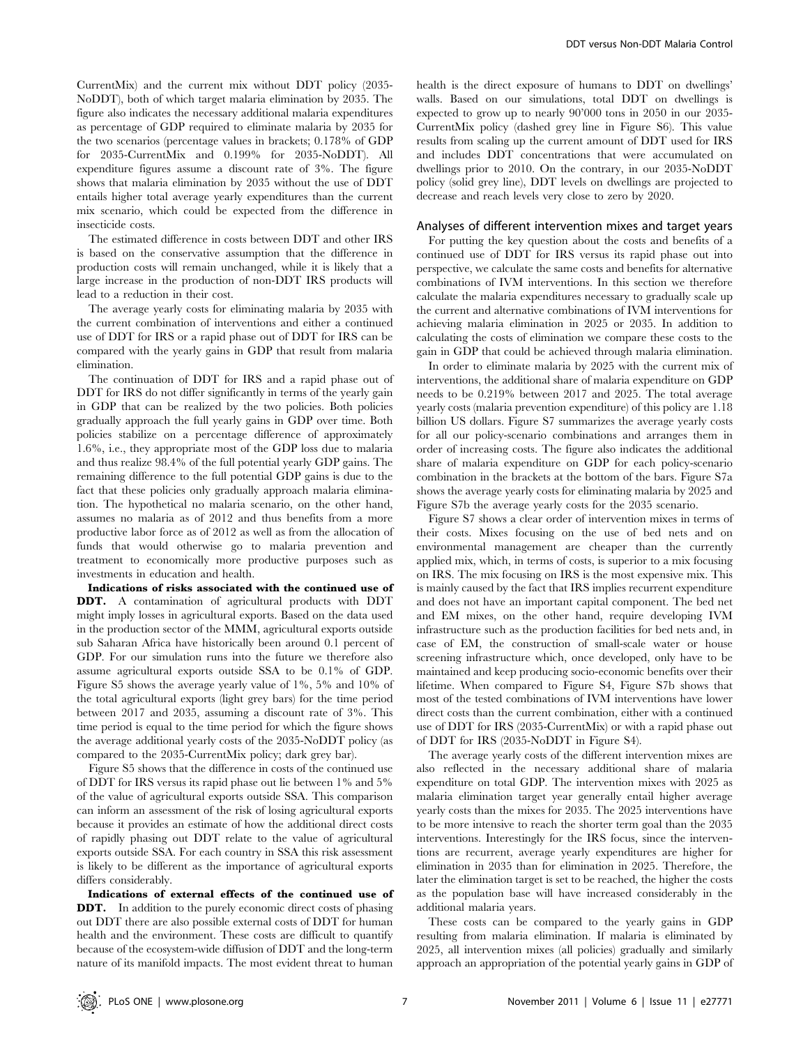CurrentMix) and the current mix without DDT policy (2035-NoDDT), both of which target malaria elimination by 2035. The figure also indicates the necessary additional malaria expenditures as percentage of GDP required to eliminate malaria by 2035 for the two scenarios (percentage values in brackets; 0.178% of GDP for 2035-CurrentMix and 0.199% for 2035-NoDDT). All expenditure figures assume a discount rate of 3%. The figure shows that malaria elimination by 2035 without the use of DDT entails higher total average yearly expenditures than the current mix scenario, which could be expected from the difference in insecticide costs.

The estimated difference in costs between DDT and other IRS is based on the conservative assumption that the difference in production costs will remain unchanged, while it is likely that a large increase in the production of non-DDT IRS products will lead to a reduction in their cost.

The average yearly costs for eliminating malaria by 2035 with the current combination of interventions and either a continued use of DDT for IRS or a rapid phase out of DDT for IRS can be compared with the yearly gains in GDP that result from malaria elimination.

The continuation of DDT for IRS and a rapid phase out of DDT for IRS do not differ significantly in terms of the yearly gain in GDP that can be realized by the two policies. Both policies gradually approach the full yearly gains in GDP over time. Both policies stabilize on a percentage difference of approximately 1.6%, i.e., they appropriate most of the GDP loss due to malaria and thus realize 98.4% of the full potential yearly GDP gains. The remaining difference to the full potential GDP gains is due to the fact that these policies only gradually approach malaria elimination. The hypothetical no malaria scenario, on the other hand, assumes no malaria as of 2012 and thus benefits from a more productive labor force as of 2012 as well as from the allocation of funds that would otherwise go to malaria prevention and treatment to economically more productive purposes such as investments in education and health.

**Indications of risks associated with the continued use of DDT.** A contamination of agricultural products with DDT might imply losses in agricultural exports. Based on the data used in the production sector of the MMM, agricultural exports outside sub Saharan Africa have historically been around 0.1 percent of GDP. For our simulation runs into the future we therefore also assume agricultural exports outside SSA to be 0.1% of GDP. Figure S5 shows the average yearly value of 1%, 5% and 10% of the total agricultural exports (light grey bars) for the time period between 2017 and 2035, assuming a discount rate of 3%. This time period is equal to the time period for which the figure shows the average additional yearly costs of the 2035-NoDDT policy (as compared to the 2035-CurrentMix policy; dark grey bar).

Figure S5 shows that the difference in costs of the continued use of DDT for IRS versus its rapid phase out lie between 1% and 5% of the value of agricultural exports outside SSA. This comparison can inform an assessment of the risk of losing agricultural exports because it provides an estimate of how the additional direct costs of rapidly phasing out DDT relate to the value of agricultural exports outside SSA. For each country in SSA this risk assessment is likely to be different as the importance of agricultural exports differs considerably.

**Indications of external effects of the continued use of DDT.** In addition to the purely economic direct costs of phasing out DDT there are also possible external costs of DDT for human health and the environment. These costs are difficult to quantify because of the ecosystem-wide diffusion of DDT and the long-term nature of its manifold impacts. The most evident threat to human health is the direct exposure of humans to DDT on dwellings' walls. Based on our simulations, total DDT on dwellings is expected to grow up to nearly 90'000 tons in 2050 in our 2035-CurrentMix policy (dashed grey line in Figure S6). This value results from scaling up the current amount of DDT used for IRS and includes DDT concentrations that were accumulated on dwellings prior to 2010. On the contrary, in our 2035-NoDDT policy (solid grey line), DDT levels on dwellings are projected to decrease and reach levels very close to zero by 2020.

### Analyses of different intervention mixes and target years

For putting the key question about the costs and benefits of a continued use of DDT for IRS versus its rapid phase out into perspective, we calculate the same costs and benefits for alternative combinations of IVM interventions. In this section we therefore calculate the malaria expenditures necessary to gradually scale up the current and alternative combinations of IVM interventions for achieving malaria elimination in 2025 or 2035. In addition to calculating the costs of elimination we compare these costs to the gain in GDP that could be achieved through malaria elimination.

In order to eliminate malaria by 2025 with the current mix of interventions, the additional share of malaria expenditure on GDP needs to be 0.219% between 2017 and 2025. The total average yearly costs (malaria prevention expenditure) of this policy are 1.18 billion US dollars. Figure S7 summarizes the average yearly costs for all our policy-scenario combinations and arranges them in order of increasing costs. The figure also indicates the additional share of malaria expenditure on GDP for each policy-scenario combination in the brackets at the bottom of the bars. Figure S7a shows the average yearly costs for eliminating malaria by 2025 and Figure S7b the average yearly costs for the 2035 scenario.

Figure S7 shows a clear order of intervention mixes in terms of their costs. Mixes focusing on the use of bed nets and on environmental management are cheaper than the currently applied mix, which, in terms of costs, is superior to a mix focusing on IRS. The mix focusing on IRS is the most expensive mix. This is mainly caused by the fact that IRS implies recurrent expenditure and does not have an important capital component. The bed net and EM mixes, on the other hand, require developing IVM infrastructure such as the production facilities for bed nets and, in case of EM, the construction of small-scale water or house screening infrastructure which, once developed, only have to be maintained and keep producing socio-economic benefits over their lifetime. When compared to Figure S4, Figure S7b shows that most of the tested combinations of IVM interventions have lower direct costs than the current combination, either with a continued use of DDT for IRS (2035-CurrentMix) or with a rapid phase out of DDT for IRS (2035-NoDDT in Figure S4).

The average yearly costs of the different intervention mixes are also reflected in the necessary additional share of malaria expenditure on total GDP. The intervention mixes with 2025 as malaria elimination target year generally entail higher average yearly costs than the mixes for 2035. The 2025 interventions have to be more intensive to reach the shorter term goal than the 2035 interventions. Interestingly for the IRS focus, since the interventions are recurrent, average yearly expenditures are higher for elimination in 2035 than for elimination in 2025. Therefore, the later the elimination target is set to be reached, the higher the costs as the population base will have increased considerably in the additional malaria years.

These costs can be compared to the yearly gains in GDP resulting from malaria elimination. If malaria is eliminated by 2025, all intervention mixes (all policies) gradually and similarly approach an appropriation of the potential yearly gains in GDP of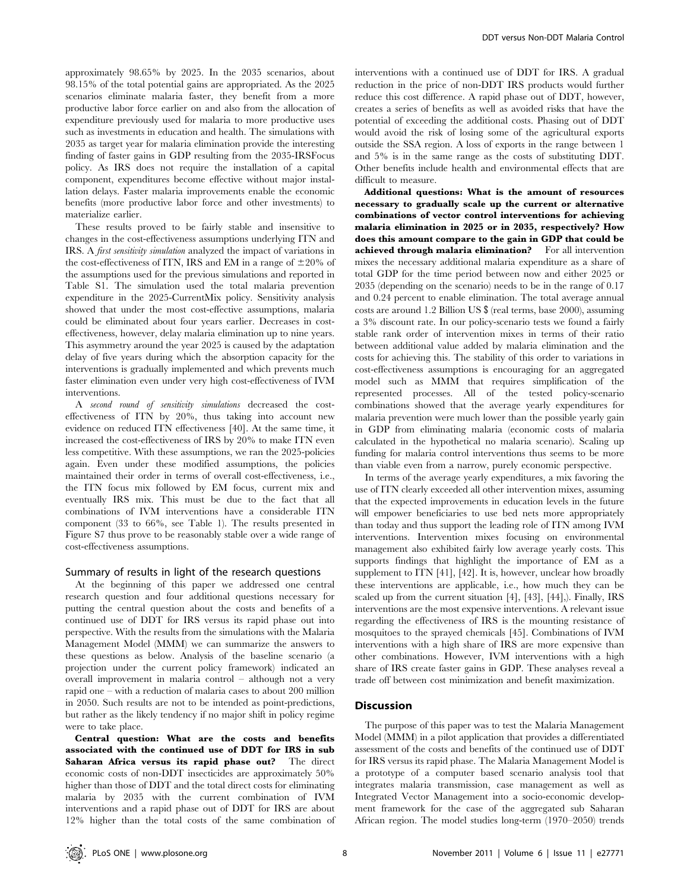approximately 98.65% by 2025. In the 2035 scenarios, about 98.15% of the total potential gains are appropriated. As the 2025 scenarios eliminate malaria faster, they benefit from a more productive labor force earlier on and also from the allocation of expenditure previously used for malaria to more productive uses such as investments in education and health. The simulations with 2035 as target year for malaria elimination provide the interesting finding of faster gains in GDP resulting from the 2035-IRSFocus policy. As IRS does not require the installation of a capital component, expenditures become effective without major installation delays. Faster malaria improvements enable the economic benefits (more productive labor force and other investments) to materialize earlier.

These results proved to be fairly stable and insensitive to changes in the cost-effectiveness assumptions underlying ITN and IRS. A *first sensitivity simulation* analyzed the impact of variations in the cost-effectiveness of ITN, IRS and EM in a range of ±20% of the assumptions used for the previous simulations and reported in Table S1. The simulation used the total malaria prevention expenditure in the 2025-CurrentMix policy. Sensitivity analysis showed that under the most cost-effective assumptions, malaria could be eliminated about four years earlier. Decreases in cost-effectiveness, however, delay malaria elimination up to nine years. This asymmetry around the year 2025 is caused by the adaptation delay of five years during which the absorption capacity for the interventions is gradually implemented and which prevents much faster elimination even under very high cost-effectiveness of IVM interventions.

A *second round of sensitivity simulations* decreased the cost-effectiveness of ITN by 20%, thus taking into account new evidence on reduced ITN effectiveness [40]. At the same time, it increased the cost-effectiveness of IRS by 20% to make ITN even less competitive. With these assumptions, we ran the 2025-policies again. Even under these modified assumptions, the policies maintained their order in terms of overall cost-effectiveness, i.e., the ITN focus mix followed by EM focus, current mix and eventually IRS mix. This must be due to the fact that all combinations of IVM interventions have a considerable ITN component (33 to 66%, see Table 1). The results presented in Figure S7 thus prove to be reasonably stable over a wide range of cost-effectiveness assumptions.

## Summary of results in light of the research questions

At the beginning of this paper we addressed one central research question and four additional questions necessary for putting the central question about the costs and benefits of a continued use of DDT for IRS versus its rapid phase out into perspective. With the results from the simulations with the Malaria Management Model (MMM) we can summarize the answers to these questions as below. Analysis of the baseline scenario (a projection under the current policy framework) indicated an overall improvement in malaria control – although not a very rapid one – with a reduction of malaria cases to about 200 million in 2050. Such results are not to be intended as point-predictions, but rather as the likely tendency if no major shift in policy regime were to take place.

**Central question: What are the costs and benefits associated with the continued use of DDT for IRS in sub Saharan Africa versus its rapid phase out?** The direct economic costs of non-DDT insecticides are approximately 50% higher than those of DDT and the total direct costs for eliminating malaria by 2035 with the current combination of IVM interventions and a rapid phase out of DDT for IRS are about 12% higher than the total costs of the same combination of interventions with a continued use of DDT for IRS. A gradual reduction in the price of non-DDT IRS products would further reduce this cost difference. A rapid phase out of DDT, however, creates a series of benefits as well as avoided risks that have the potential of exceeding the additional costs. Phasing out of DDT would avoid the risk of losing some of the agricultural exports outside the SSA region. A loss of exports in the range between 1 and 5% is in the same range as the costs of substituting DDT. Other benefits include health and environmental effects that are difficult to measure.

**Additional questions: What is the amount of resources necessary to gradually scale up the current or alternative combinations of vector control interventions for achieving malaria elimination in 2025 or in 2035, respectively? How does this amount compare to the gain in GDP that could be achieved through malaria elimination?** For all intervention mixes the necessary additional malaria expenditure as a share of total GDP for the time period between now and either 2025 or 2035 (depending on the scenario) needs to be in the range of 0.17 and 0.24 percent to enable elimination. The total average annual costs are around 1.2 Billion US $ (real terms, base 2000), assuming a 3% discount rate. In our policy-scenario tests we found a fairly stable rank order of intervention mixes in terms of their ratio between additional value added by malaria elimination and the costs for achieving this. The stability of this order to variations in cost-effectiveness assumptions is encouraging for an aggregated model such as MMM that requires simplification of the represented processes. All of the tested policy-scenario combinations showed that the average yearly expenditures for malaria prevention were much lower than the possible yearly gain in GDP from eliminating malaria (economic costs of malaria calculated in the hypothetical no malaria scenario). Scaling up funding for malaria control interventions thus seems to be more than viable even from a narrow, purely economic perspective.

In terms of the average yearly expenditures, a mix favoring the use of ITN clearly exceeded all other intervention mixes, assuming that the expected improvements in education levels in the future will empower beneficiaries to use bed nets more appropriately than today and thus support the leading role of ITN among IVM interventions. Intervention mixes focusing on environmental management also exhibited fairly low average yearly costs. This supports findings that highlight the importance of EM as a supplement to ITN [41], [42]. It is, however, unclear how broadly these interventions are applicable, i.e., how much they can be scaled up from the current situation [4], [43], [44],). Finally, IRS interventions are the most expensive interventions. A relevant issue regarding the effectiveness of IRS is the mounting resistance of mosquitoes to the sprayed chemicals [45]. Combinations of IVM interventions with a high share of IRS are more expensive than other combinations. However, IVM interventions with a high share of IRS create faster gains in GDP. These analyses reveal a trade off between cost minimization and benefit maximization.

## Discussion

The purpose of this paper was to test the Malaria Management Model (MMM) in a pilot application that provides a differentiated assessment of the costs and benefits of the continued use of DDT for IRS versus its rapid phase. The Malaria Management Model is a prototype of a computer based scenario analysis tool that integrates malaria transmission, case management as well as Integrated Vector Management into a socio-economic development framework for the case of the aggregated sub Saharan African region. The model studies long-term (1970–2050) trends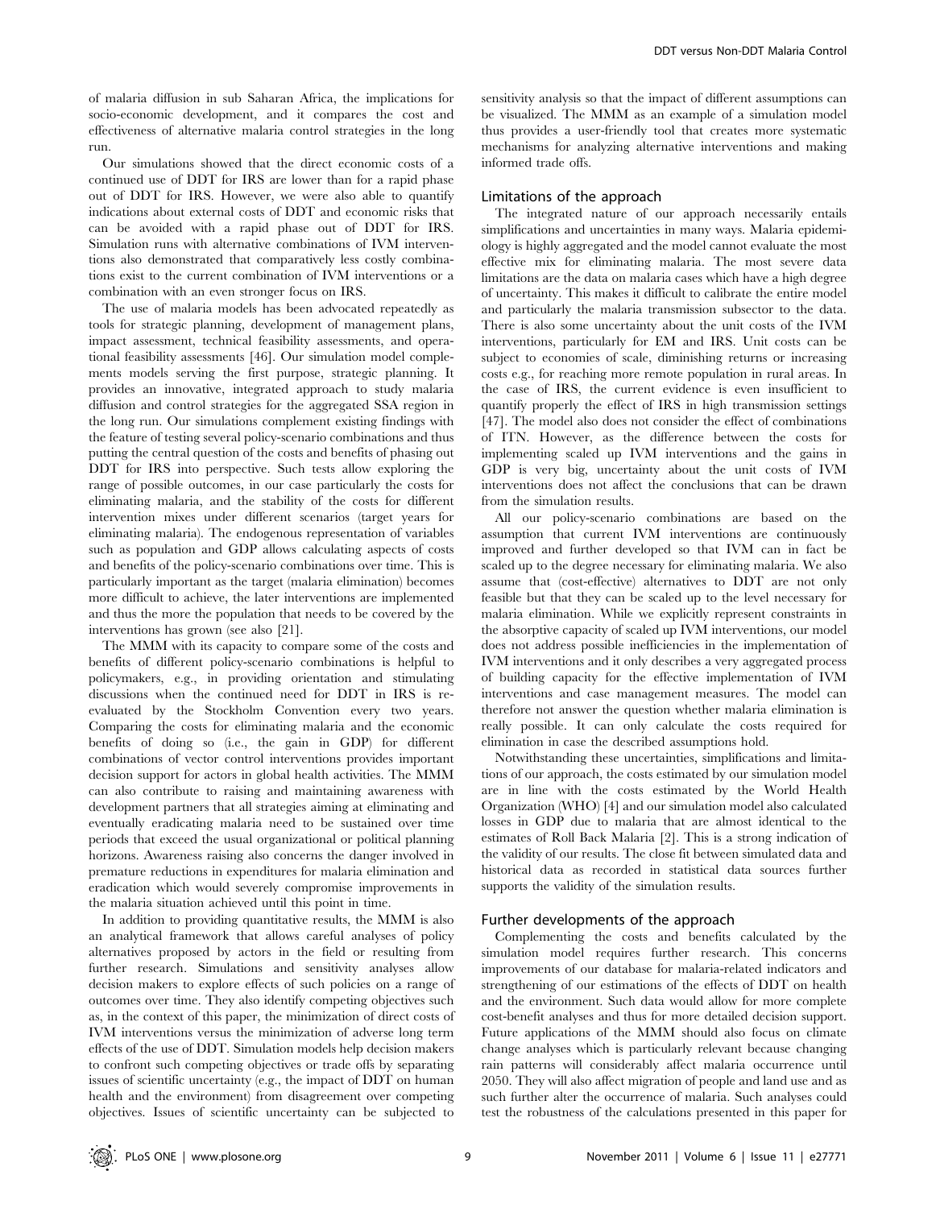of malaria diffusion in sub Saharan Africa, the implications for socio-economic development, and it compares the cost and effectiveness of alternative malaria control strategies in the long run.

Our simulations showed that the direct economic costs of a continued use of DDT for IRS are lower than for a rapid phase out of DDT for IRS. However, we were also able to quantify indications about external costs of DDT and economic risks that can be avoided with a rapid phase out of DDT for IRS. Simulation runs with alternative combinations of IVM interventions also demonstrated that comparatively less costly combinations exist to the current combination of IVM interventions or a combination with an even stronger focus on IRS.

The use of malaria models has been advocated repeatedly as tools for strategic planning, development of management plans, impact assessment, technical feasibility assessments, and operational feasibility assessments [46]. Our simulation model complements models serving the first purpose, strategic planning. It provides an innovative, integrated approach to study malaria diffusion and control strategies for the aggregated SSA region in the long run. Our simulations complement existing findings with the feature of testing several policy-scenario combinations and thus putting the central question of the costs and benefits of phasing out DDT for IRS into perspective. Such tests allow exploring the range of possible outcomes, in our case particularly the costs for eliminating malaria, and the stability of the costs for different intervention mixes under different scenarios (target years for eliminating malaria). The endogenous representation of variables such as population and GDP allows calculating aspects of costs and benefits of the policy-scenario combinations over time. This is particularly important as the target (malaria elimination) becomes more difficult to achieve, the later interventions are implemented and thus the more the population that needs to be covered by the interventions has grown (see also [21].

The MMM with its capacity to compare some of the costs and benefits of different policy-scenario combinations is helpful to policymakers, e.g., in providing orientation and stimulating discussions when the continued need for DDT in IRS is re-evaluated by the Stockholm Convention every two years. Comparing the costs for eliminating malaria and the economic benefits of doing so (i.e., the gain in GDP) for different combinations of vector control interventions provides important decision support for actors in global health activities. The MMM can also contribute to raising and maintaining awareness with development partners that all strategies aiming at eliminating and eventually eradicating malaria need to be sustained over time periods that exceed the usual organizational or political planning horizons. Awareness raising also concerns the danger involved in premature reductions in expenditures for malaria elimination and eradication which would severely compromise improvements in the malaria situation achieved until this point in time.

In addition to providing quantitative results, the MMM is also an analytical framework that allows careful analyses of policy alternatives proposed by actors in the field or resulting from further research. Simulations and sensitivity analyses allow decision makers to explore effects of such policies on a range of outcomes over time. They also identify competing objectives such as, in the context of this paper, the minimization of direct costs of IVM interventions versus the minimization of adverse long term effects of the use of DDT. Simulation models help decision makers to confront such competing objectives or trade offs by separating issues of scientific uncertainty (e.g., the impact of DDT on human health and the environment) from disagreement over competing objectives. Issues of scientific uncertainty can be subjected to sensitivity analysis so that the impact of different assumptions can be visualized. The MMM as an example of a simulation model thus provides a user-friendly tool that creates more systematic mechanisms for analyzing alternative interventions and making informed trade offs.

## Limitations of the approach

The integrated nature of our approach necessarily entails simplifications and uncertainties in many ways. Malaria epidemiology is highly aggregated and the model cannot evaluate the most effective mix for eliminating malaria. The most severe data limitations are the data on malaria cases which have a high degree of uncertainty. This makes it difficult to calibrate the entire model and particularly the malaria transmission subsector to the data. There is also some uncertainty about the unit costs of the IVM interventions, particularly for EM and IRS. Unit costs can be subject to economies of scale, diminishing returns or increasing costs e.g., for reaching more remote population in rural areas. In the case of IRS, the current evidence is even insufficient to quantify properly the effect of IRS in high transmission settings [47]. The model also does not consider the effect of combinations of ITN. However, as the difference between the costs for implementing scaled up IVM interventions and the gains in GDP is very big, uncertainty about the unit costs of IVM interventions does not affect the conclusions that can be drawn from the simulation results.

All our policy-scenario combinations are based on the assumption that current IVM interventions are continuously improved and further developed so that IVM can in fact be scaled up to the degree necessary for eliminating malaria. We also assume that (cost-effective) alternatives to DDT are not only feasible but that they can be scaled up to the level necessary for malaria elimination. While we explicitly represent constraints in the absorptive capacity of scaled up IVM interventions, our model does not address possible inefficiencies in the implementation of IVM interventions and it only describes a very aggregated process of building capacity for the effective implementation of IVM interventions and case management measures. The model can therefore not answer the question whether malaria elimination is really possible. It can only calculate the costs required for elimination in case the described assumptions hold.

Notwithstanding these uncertainties, simplifications and limitations of our approach, the costs estimated by our simulation model are in line with the costs estimated by the World Health Organization (WHO) [4] and our simulation model also calculated losses in GDP due to malaria that are almost identical to the estimates of Roll Back Malaria [2]. This is a strong indication of the validity of our results. The close fit between simulated data and historical data as recorded in statistical data sources further supports the validity of the simulation results.

## Further developments of the approach

Complementing the costs and benefits calculated by the simulation model requires further research. This concerns improvements of our database for malaria-related indicators and strengthening of our estimations of the effects of DDT on health and the environment. Such data would allow for more complete cost-benefit analyses and thus for more detailed decision support. Future applications of the MMM should also focus on climate change analyses which is particularly relevant because changing rain patterns will considerably affect malaria occurrence until 2050. They will also affect migration of people and land use and as such further alter the occurrence of malaria. Such analyses could test the robustness of the calculations presented in this paper for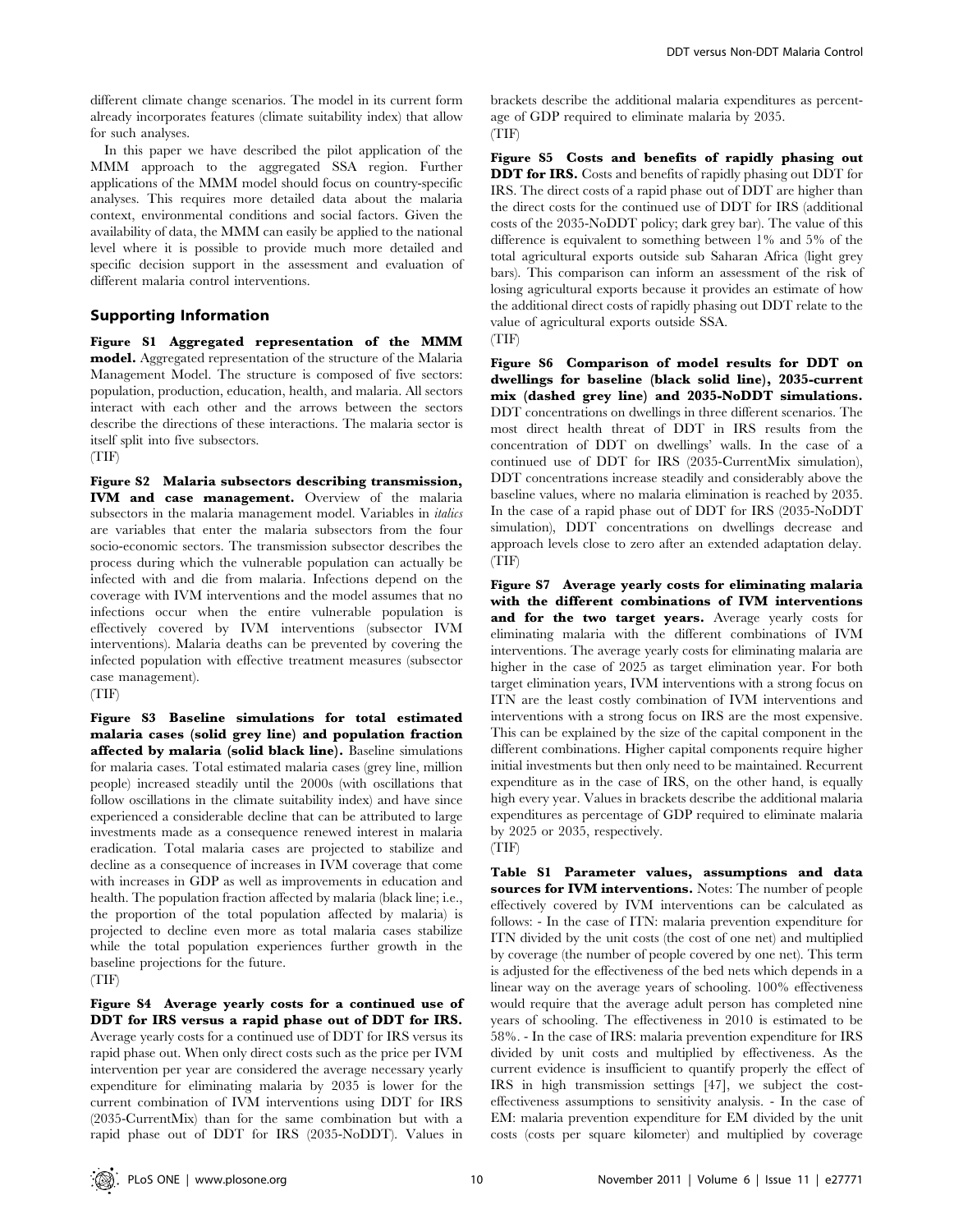different climate change scenarios. The model in its current form already incorporates features (climate suitability index) that allow for such analyses.

In this paper we have described the pilot application of the MMM approach to the aggregated SSA region. Further applications of the MMM model should focus on country-specific analyses. This requires more detailed data about the malaria context, environmental conditions and social factors. Given the availability of data, the MMM can easily be applied to the national level where it is possible to provide much more detailed and specific decision support in the assessment and evaluation of different malaria control interventions.

## Supporting Information

**Figure S1 Aggregated representation of the MMM model.** Aggregated representation of the structure of the Malaria Management Model. The structure is composed of five sectors: population, production, education, health, and malaria. All sectors interact with each other and the arrows between the sectors describe the directions of these interactions. The malaria sector is itself split into five subsectors.
(TIF)

**Figure S2 Malaria subsectors describing transmission, IVM and case management.** Overview of the malaria subsectors in the malaria management model. Variables in *italics* are variables that enter the malaria subsectors from the four socio-economic sectors. The transmission subsector describes the process during which the vulnerable population can actually be infected with and die from malaria. Infections depend on the coverage with IVM interventions and the model assumes that no infections occur when the entire vulnerable population is effectively covered by IVM interventions (subsector IVM interventions). Malaria deaths can be prevented by covering the infected population with effective treatment measures (subsector case management).
(TIF)

**Figure S3 Baseline simulations for total estimated malaria cases (solid grey line) and population fraction affected by malaria (solid black line).** Baseline simulations for malaria cases. Total estimated malaria cases (grey line, million people) increased steadily until the 2000s (with oscillations that follow oscillations in the climate suitability index) and have since experienced a considerable decline that can be attributed to large investments made as a consequence renewed interest in malaria eradication. Total malaria cases are projected to stabilize and decline as a consequence of increases in IVM coverage that come with increases in GDP as well as improvements in education and health. The population fraction affected by malaria (black line; i.e., the proportion of the total population affected by malaria) is projected to decline even more as total malaria cases stabilize while the total population experiences further growth in the baseline projections for the future.
(TIF)

**Figure S4 Average yearly costs for a continued use of DDT for IRS versus a rapid phase out of DDT for IRS.** Average yearly costs for a continued use of DDT for IRS versus its rapid phase out. When only direct costs such as the price per IVM intervention per year are considered the average necessary yearly expenditure for eliminating malaria by 2035 is lower for the current combination of IVM interventions using DDT for IRS (2035-CurrentMix) than for the same combination but with a rapid phase out of DDT for IRS (2035-NoDDT). Values in brackets describe the additional malaria expenditures as percentage of GDP required to eliminate malaria by 2035.
(TIF)

**Figure S5 Costs and benefits of rapidly phasing out DDT for IRS.** Costs and benefits of rapidly phasing out DDT for IRS. The direct costs of a rapid phase out of DDT are higher than the direct costs for the continued use of DDT for IRS (additional costs of the 2035-NoDDT policy; dark grey bar). The value of this difference is equivalent to something between 1% and 5% of the total agricultural exports outside sub Saharan Africa (light grey bars). This comparison can inform an assessment of the risk of losing agricultural exports because it provides an estimate of how the additional direct costs of rapidly phasing out DDT relate to the value of agricultural exports outside SSA.
(TIF)

**Figure S6 Comparison of model results for DDT on dwellings for baseline (black solid line), 2035-current mix (dashed grey line) and 2035-NoDDT simulations.** DDT concentrations on dwellings in three different scenarios. The most direct health threat of DDT in IRS results from the concentration of DDT on dwellings' walls. In the case of a continued use of DDT for IRS (2035-CurrentMix simulation), DDT concentrations increase steadily and considerably above the baseline values, where no malaria elimination is reached by 2035. In the case of a rapid phase out of DDT for IRS (2035-NoDDT simulation), DDT concentrations on dwellings decrease and approach levels close to zero after an extended adaptation delay.
(TIF)

**Figure S7 Average yearly costs for eliminating malaria with the different combinations of IVM interventions and for the two target years.** Average yearly costs for eliminating malaria with the different combinations of IVM interventions. The average yearly costs for eliminating malaria are higher in the case of 2025 as target elimination year. For both target elimination years, IVM interventions with a strong focus on ITN are the least costly combination of IVM interventions and interventions with a strong focus on IRS are the most expensive. This can be explained by the size of the capital component in the different combinations. Higher capital components require higher initial investments but then only need to be maintained. Recurrent expenditure as in the case of IRS, on the other hand, is equally high every year. Values in brackets describe the additional malaria expenditures as percentage of GDP required to eliminate malaria by 2025 or 2035, respectively.
(TIF)

**Table S1 Parameter values, assumptions and data sources for IVM interventions.** Notes: The number of people effectively covered by IVM interventions can be calculated as follows: - In the case of ITN: malaria prevention expenditure for ITN divided by the unit costs (the cost of one net) and multiplied by coverage (the number of people covered by one net). This term is adjusted for the effectiveness of the bed nets which depends in a linear way on the average years of schooling. 100% effectiveness would require that the average adult person has completed nine years of schooling. The effectiveness in 2010 is estimated to be 58%. - In the case of IRS: malaria prevention expenditure for IRS divided by unit costs and multiplied by effectiveness. As the current evidence is insufficient to quantify properly the effect of IRS in high transmission settings [47], we subject the cost-effectiveness assumptions to sensitivity analysis. - In the case of EM: malaria prevention expenditure for EM divided by the unit costs (costs per square kilometer) and multiplied by coverage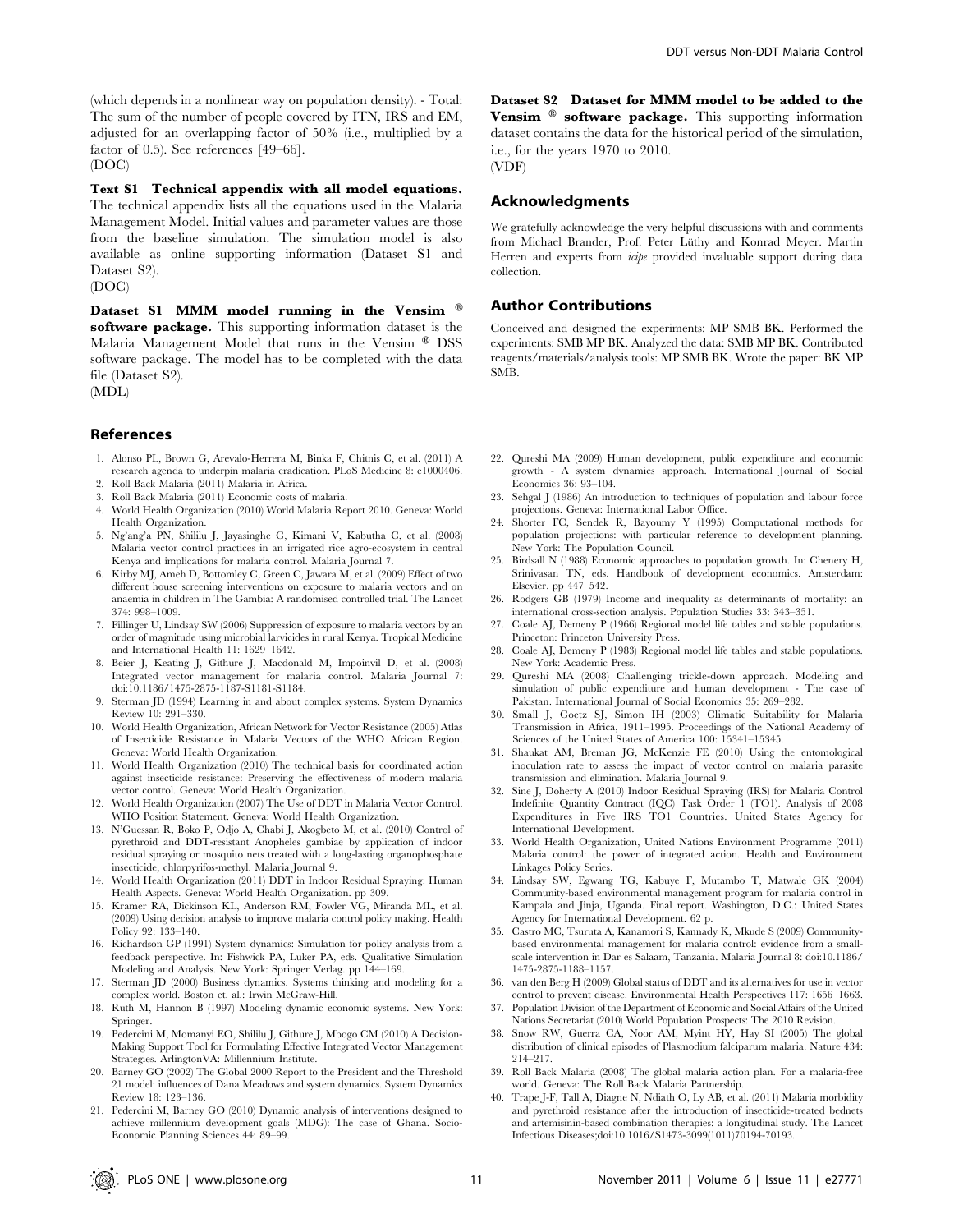(which depends in a nonlinear way on population density). - Total: The sum of the number of people covered by ITN, IRS and EM, adjusted for an overlapping factor of 50% (i.e., multiplied by a factor of 0.5). See references [49–66].
(DOC)

**Text S1 Technical appendix with all model equations.** The technical appendix lists all the equations used in the Malaria Management Model. Initial values and parameter values are those from the baseline simulation. The simulation model is also available as online supporting information (Dataset S1 and Dataset S2).
(DOC)

**Dataset S1 MMM model running in the Vensim ® software package.** This supporting information dataset is the Malaria Management Model that runs in the Vensim ® DSS software package. The model has to be completed with the data file (Dataset S2).
(MDL)

**Dataset S2 Dataset for MMM model to be added to the Vensim ® software package.** This supporting information dataset contains the data for the historical period of the simulation, i.e., for the years 1970 to 2010.
(VDF)

## Acknowledgments

We gratefully acknowledge the very helpful discussions with and comments from Michael Brander, Prof. Peter Lüthy and Konrad Meyer. Martin Herren and experts from *icipe* provided invaluable support during data collection.

## Author Contributions

Conceived and designed the experiments: MP SMB BK. Performed the experiments: SMB MP BK. Analyzed the data: SMB MP BK. Contributed reagents/materials/analysis tools: MP SMB BK. Wrote the paper: BK MP SMB.

## References

1. Alonso PL, Brown G, Arevalo-Herrera M, Binka F, Chitnis C, et al. (2011) A research agenda to underpin malaria eradication. PLoS Medicine 8: e1000406.
2. Roll Back Malaria (2011) Malaria in Africa.
3. Roll Back Malaria (2011) Economic costs of malaria.
4. World Health Organization (2010) World Malaria Report 2010. Geneva: World Health Organization.
5. Ng'ang'a PN, Shililu J, Jayasinghe G, Kimani V, Kabutha C, et al. (2008) Malaria vector control practices in an irrigated rice agro-ecosystem in central Kenya and implications for malaria control. Malaria Journal 7.
6. Kirby MJ, Ameh D, Bottomley C, Green C, Jawara M, et al. (2009) Effect of two different house screening interventions on exposure to malaria vectors and on anaemia in children in The Gambia: A randomised controlled trial. The Lancet 374: 998–1009.
7. Fillinger U, Lindsay SW (2006) Suppression of exposure to malaria vectors by an order of magnitude using microbial larvicides in rural Kenya. Tropical Medicine and International Health 11: 1629–1642.
8. Beier J, Keating J, Githure J, Macdonald M, Impoinvil D, et al. (2008) Integrated vector management for malaria control. Malaria Journal 7: doi:10.1186/1475-2875-1187-S1181-S1184.
9. Sterman JD (1994) Learning in and about complex systems. System Dynamics Review 10: 291–330.
10. World Health Organization, African Network for Vector Resistance (2005) Atlas of Insecticide Resistance in Malaria Vectors of the WHO African Region. Geneva: World Health Organization.
11. World Health Organization (2010) The technical basis for coordinated action against insecticide resistance: Preserving the effectiveness of modern malaria vector control. Geneva: World Health Organization.
12. World Health Organization (2007) The Use of DDT in Malaria Vector Control. WHO Position Statement. Geneva: World Health Organization.
13. N'Guessan R, Boko P, Odjo A, Chabi J, Akogbeto M, et al. (2010) Control of pyrethroid and DDT-resistant Anopheles gambiae by application of indoor residual spraying or mosquito nets treated with a long-lasting organophosphate insecticide, chlorpyrifos-methyl. Malaria Journal 9.
14. World Health Organization (2011) DDT in Indoor Residual Spraying: Human Health Aspects. Geneva: World Health Organization. pp 309.
15. Kramer RA, Dickinson KL, Anderson RM, Fowler VG, Miranda ML, et al. (2009) Using decision analysis to improve malaria control policy making. Health Policy 92: 133–140.
16. Richardson GP (1991) System dynamics: Simulation for policy analysis from a feedback perspective. In: Fishwick PA, Luker PA, eds. Qualitative Simulation Modeling and Analysis. New York: Springer Verlag. pp 144–169.
17. Sterman JD (2000) Business dynamics. Systems thinking and modeling for a complex world. Boston et. al.: Irwin McGraw-Hill.
18. Ruth M, Hannon B (1997) Modeling dynamic economic systems. New York: Springer.
19. Pedercini M, Momanyi EO, Shililu J, Githure J, Mbogo CM (2010) A Decision-Making Support Tool for Formulating Effective Integrated Vector Management Strategies. ArlingtonVA: Millennium Institute.
20. Barney GO (2002) The Global 2000 Report to the President and the Threshold 21 model: influences of Dana Meadows and system dynamics. System Dynamics Review 18: 123–136.
21. Pedercini M, Barney GO (2010) Dynamic analysis of interventions designed to achieve millennium development goals (MDG): The case of Ghana. Socio-Economic Planning Sciences 44: 89–99.
22. Qureshi MA (2009) Human development, public expenditure and economic growth - A system dynamics approach. International Journal of Social Economics 36: 93–104.
23. Sehgal J (1986) An introduction to techniques of population and labour force projections. Geneva: International Labor Office.
24. Shorter FC, Sendek R, Bayoumy Y (1995) Computational methods for population projections: with particular reference to development planning. New York: The Population Council.
25. Birdsall N (1988) Economic approaches to population growth. In: Chenery H, Srinivasan TN, eds. Handbook of development economics. Amsterdam: Elsevier. pp 447–542.
26. Rodgers GB (1979) Income and inequality as determinants of mortality: an international cross-section analysis. Population Studies 33: 343–351.
27. Coale AJ, Demeny P (1966) Regional model life tables and stable populations. Princeton: Princeton University Press.
28. Coale AJ, Demeny P (1983) Regional model life tables and stable populations. New York: Academic Press.
29. Qureshi MA (2008) Challenging trickle-down approach. Modeling and simulation of public expenditure and human development - The case of Pakistan. International Journal of Social Economics 35: 269–282.
30. Small J, Goetz SJ, Simon IH (2003) Climatic Suitability for Malaria Transmission in Africa, 1911–1995. Proceedings of the National Academy of Sciences of the United States of America 100: 15341–15345.
31. Shaukat AM, Breman JG, McKenzie FE (2010) Using the entomological inoculation rate to assess the impact of vector control on malaria parasite transmission and elimination. Malaria Journal 9.
32. Sine J, Doherty A (2010) Indoor Residual Spraying (IRS) for Malaria Control Indefinite Quantity Contract (IQC) Task Order 1 (TO1). Analysis of 2008 Expenditures in Five IRS TO1 Countries. United States Agency for International Development.
33. World Health Organization, United Nations Environment Programme (2011) Malaria control: the power of integrated action. Health and Environment Linkages Policy Series.
34. Lindsay SW, Egwang TG, Kabuye F, Mutambo T, Matwale GK (2004) Community-based environmental management program for malaria control in Kampala and Jinja, Uganda. Final report. Washington, D.C.: United States Agency for International Development. 62 p.
35. Castro MC, Tsuruta A, Kanamori S, Kannady K, Mkude S (2009) Community-based environmental management for malaria control: evidence from a small-scale intervention in Dar es Salaam, Tanzania. Malaria Journal 8: doi:10.1186/1475-2875-1188-1157.
36. van den Berg H (2009) Global status of DDT and its alternatives for use in vector control to prevent disease. Environmental Health Perspectives 117: 1656–1663.
37. Population Division of the Department of Economic and Social Affairs of the United Nations Secretariat (2010) World Population Prospects: The 2010 Revision.
38. Snow RW, Guerra CA, Noor AM, Myint HY, Hay SI (2005) The global distribution of clinical episodes of Plasmodium falciparum malaria. Nature 434: 214–217.
39. Roll Back Malaria (2008) The global malaria action plan. For a malaria-free world. Geneva: The Roll Back Malaria Partnership.
40. Trape J-F, Tall A, Diagne N, Ndiath O, Ly AB, et al. (2011) Malaria morbidity and pyrethroid resistance after the introduction of insecticide-treated bednets and artemisinin-based combination therapies: a longitudinal study. The Lancet Infectious Diseases;doi:10.1016/S1473-3099(1011)70194-70193.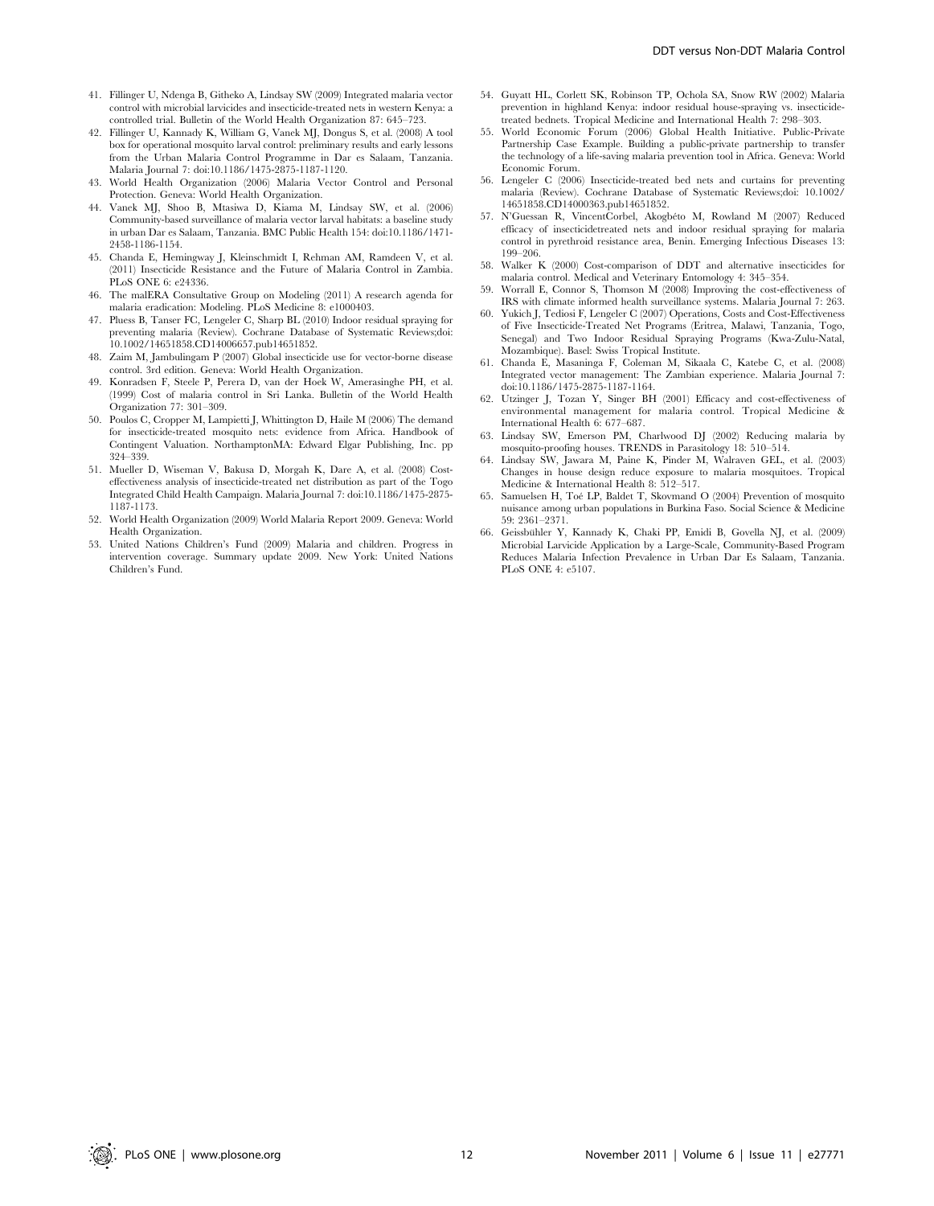41. Fillinger U, Ndenga B, Githeko A, Lindsay SW (2009) Integrated malaria vector control with microbial larvicides and insecticide-treated nets in western Kenya: a controlled trial. Bulletin of the World Health Organization 87: 645–723.
42. Fillinger U, Kannady K, William G, Vanek MJ, Dongus S, et al. (2008) A tool box for operational mosquito larval control: preliminary results and early lessons from the Urban Malaria Control Programme in Dar es Salaam, Tanzania. Malaria Journal 7: doi:10.1186/1475-2875-1187-1120.
43. World Health Organization (2006) Malaria Vector Control and Personal Protection. Geneva: World Health Organization.
44. Vanek MJ, Shoo B, Mtasiwa D, Kiama M, Lindsay SW, et al. (2006) Community-based surveillance of malaria vector larval habitats: a baseline study in urban Dar es Salaam, Tanzania. BMC Public Health 154: doi:10.1186/1471-2458-1186-1154.
45. Chanda E, Hemingway J, Kleinschmidt I, Rehman AM, Ramdeen V, et al. (2011) Insecticide Resistance and the Future of Malaria Control in Zambia. PLoS ONE 6: e24336.
46. The malERA Consultative Group on Modeling (2011) A research agenda for malaria eradication: Modeling. PLoS Medicine 8: e1000403.
47. Pluess B, Tanser FC, Lengeler C, Sharp BL (2010) Indoor residual spraying for preventing malaria (Review). Cochrane Database of Systematic Reviews;doi: 10.1002/14651858.CD14006657.pub14651852.
48. Zaim M, Jambulingam P (2007) Global insecticide use for vector-borne disease control. 3rd edition. Geneva: World Health Organization.
49. Konradsen F, Steele P, Perera D, van der Hoek W, Amerasinghe PH, et al. (1999) Cost of malaria control in Sri Lanka. Bulletin of the World Health Organization 77: 301–309.
50. Poulos C, Cropper M, Lampietti J, Whittington D, Haile M (2006) The demand for insecticide-treated mosquito nets: evidence from Africa. Handbook of Contingent Valuation. NorthamptonMA: Edward Elgar Publishing, Inc. pp 324–339.
51. Mueller D, Wiseman V, Bakusa D, Morgah K, Dare A, et al. (2008) Cost-effectiveness analysis of insecticide-treated net distribution as part of the Togo Integrated Child Health Campaign. Malaria Journal 7: doi:10.1186/1475-2875-1187-1173.
52. World Health Organization (2009) World Malaria Report 2009. Geneva: World Health Organization.
53. United Nations Children's Fund (2009) Malaria and children. Progress in intervention coverage. Summary update 2009. New York: United Nations Children's Fund.
54. Guyatt HL, Corlett SK, Robinson TP, Ochola SA, Snow RW (2002) Malaria prevention in highland Kenya: indoor residual house-spraying vs. insecticide-treated bednets. Tropical Medicine and International Health 7: 298–303.
55. World Economic Forum (2006) Global Health Initiative. Public-Private Partnership Case Example. Building a public-private partnership to transfer the technology of a life-saving malaria prevention tool in Africa. Geneva: World Economic Forum.
56. Lengeler C (2006) Insecticide-treated bed nets and curtains for preventing malaria (Review). Cochrane Database of Systematic Reviews;doi: 10.1002/14651858.CD14000363.pub14651852.
57. N'Guessan R, VincentCorbel, Akogbéto M, Rowland M (2007) Reduced efficacy of insecticidetreated nets and indoor residual spraying for malaria control in pyrethroid resistance area, Benin. Emerging Infectious Diseases 13: 199–206.
58. Walker K (2000) Cost-comparison of DDT and alternative insecticides for malaria control. Medical and Veterinary Entomology 4: 345–354.
59. Worrall E, Connor S, Thomson M (2008) Improving the cost-effectiveness of IRS with climate informed health surveillance systems. Malaria Journal 7: 263.
60. Yukich J, Tediosi F, Lengeler C (2007) Operations, Costs and Cost-Effectiveness of Five Insecticide-Treated Net Programs (Eritrea, Malawi, Tanzania, Togo, Senegal) and Two Indoor Residual Spraying Programs (Kwa-Zulu-Natal, Mozambique). Basel: Swiss Tropical Institute.
61. Chanda E, Masaninga F, Coleman M, Sikaala C, Katebe C, et al. (2008) Integrated vector management: The Zambian experience. Malaria Journal 7: doi:10.1186/1475-2875-1187-1164.
62. Utzinger J, Tozan Y, Singer BH (2001) Efficacy and cost-effectiveness of environmental management for malaria control. Tropical Medicine & International Health 6: 677–687.
63. Lindsay SW, Emerson PM, Charlwood DJ (2002) Reducing malaria by mosquito-proofing houses. TRENDS in Parasitology 18: 510–514.
64. Lindsay SW, Jawara M, Paine K, Pinder M, Walraven GEL, et al. (2003) Changes in house design reduce exposure to malaria mosquitoes. Tropical Medicine & International Health 8: 512–517.
65. Samuelsen H, Toé LP, Baldet T, Skovmand O (2004) Prevention of mosquito nuisance among urban populations in Burkina Faso. Social Science & Medicine 59: 2361–2371.
66. Geissbühler Y, Kannady K, Chaki PP, Emidi B, Govella NJ, et al. (2009) Microbial Larvicide Application by a Large-Scale, Community-Based Program Reduces Malaria Infection Prevalence in Urban Dar Es Salaam, Tanzania. PLoS ONE 4: e5107.